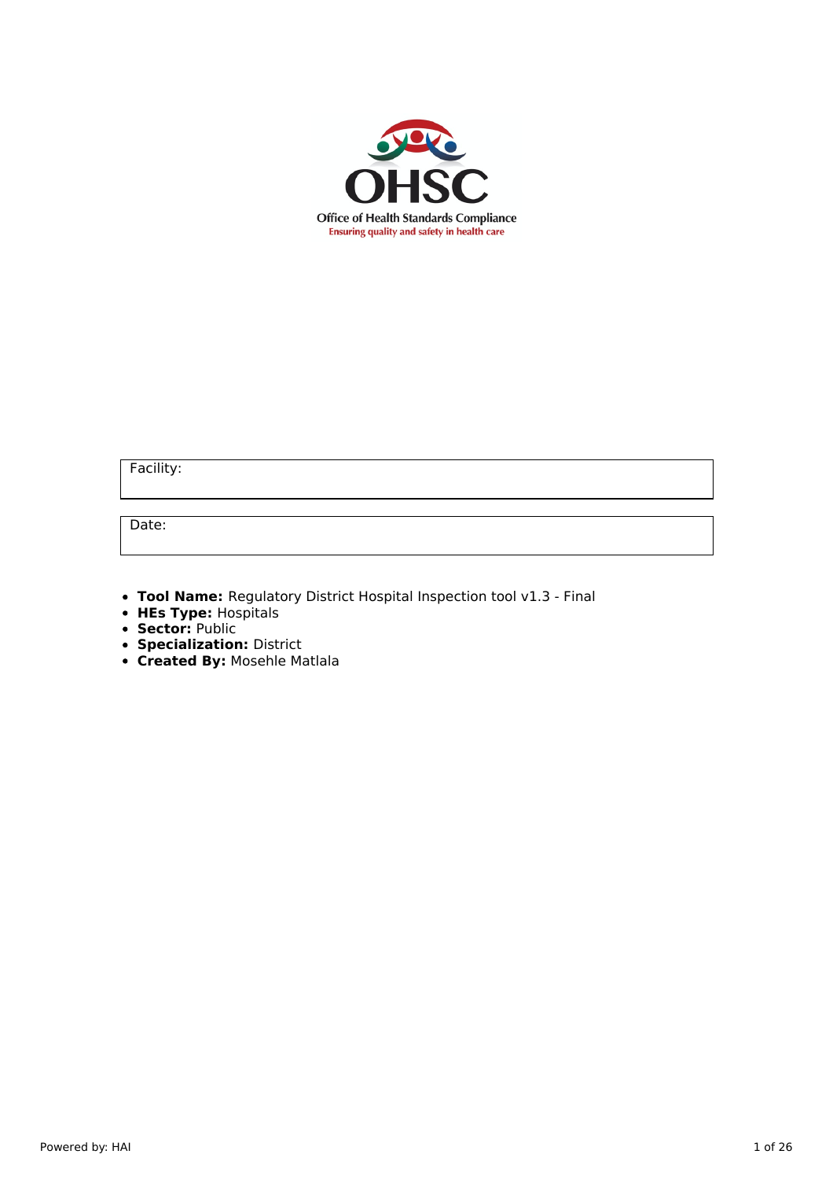OHSC

Office of Health Standards Compliance

Ensuring quality and safety in health care

| Facility: |
| --- |

| Date: |
| --- |

- **Tool Name:** Regulatory District Hospital Inspection tool v1.3 - Final
- **HEs Type:** Hospitals
- **Sector:** Public
- **Specialization:** District
- **Created By:** Mosehle Matlala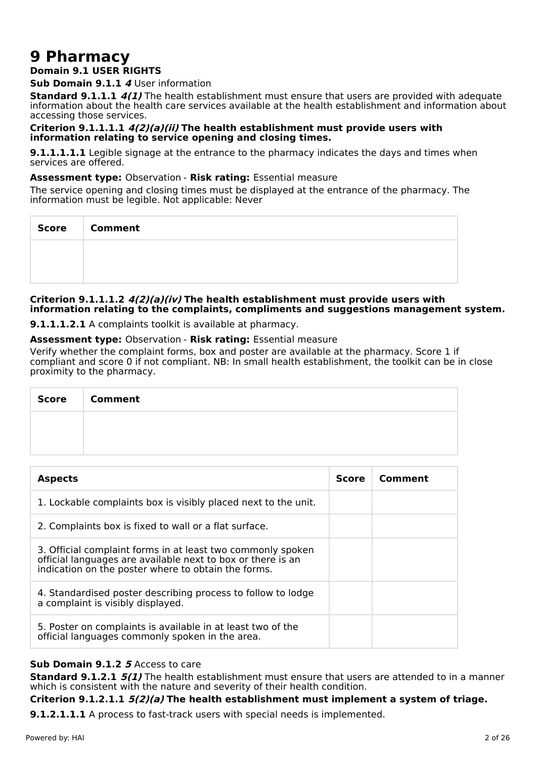# 9 Pharmacy

**Domain 9.1 USER RIGHTS**

**Sub Domain 9.1.1** ***4*** User information

**Standard 9.1.1.1** ***4(1)*** The health establishment must ensure that users are provided with adequate information about the health care services available at the health establishment and information about accessing those services.

**Criterion 9.1.1.1.1** ***4(2)(a)(ii)*** **The health establishment must provide users with information relating to service opening and closing times.**

**9.1.1.1.1.1** Legible signage at the entrance to the pharmacy indicates the days and times when services are offered.

**Assessment type:** Observation - **Risk rating:** Essential measure

The service opening and closing times must be displayed at the entrance of the pharmacy. The information must be legible. Not applicable: Never

| Score | Comment |
| --- | --- |
| | |

**Criterion 9.1.1.1.2** ***4(2)(a)(iv)*** **The health establishment must provide users with information relating to the complaints, compliments and suggestions management system.**

**9.1.1.1.2.1** A complaints toolkit is available at pharmacy.

**Assessment type:** Observation - **Risk rating:** Essential measure

Verify whether the complaint forms, box and poster are available at the pharmacy. Score 1 if compliant and score 0 if not compliant. NB: In small health establishment, the toolkit can be in close proximity to the pharmacy.

| Score | Comment |
| --- | --- |
| | |

| Aspects | Score | Comment |
| --- | --- | --- |
| 1. Lockable complaints box is visibly placed next to the unit. | | |
| 2. Complaints box is fixed to wall or a flat surface. | | |
| 3. Official complaint forms in at least two commonly spoken official languages are available next to box or there is an indication on the poster where to obtain the forms. | | |
| 4. Standardised poster describing process to follow to lodge a complaint is visibly displayed. | | |
| 5. Poster on complaints is available in at least two of the official languages commonly spoken in the area. | | |

**Sub Domain 9.1.2** ***5*** Access to care

**Standard 9.1.2.1** ***5(1)*** The health establishment must ensure that users are attended to in a manner which is consistent with the nature and severity of their health condition.

**Criterion 9.1.2.1.1** ***5(2)(a)*** **The health establishment must implement a system of triage.**

**9.1.2.1.1.1** A process to fast-track users with special needs is implemented.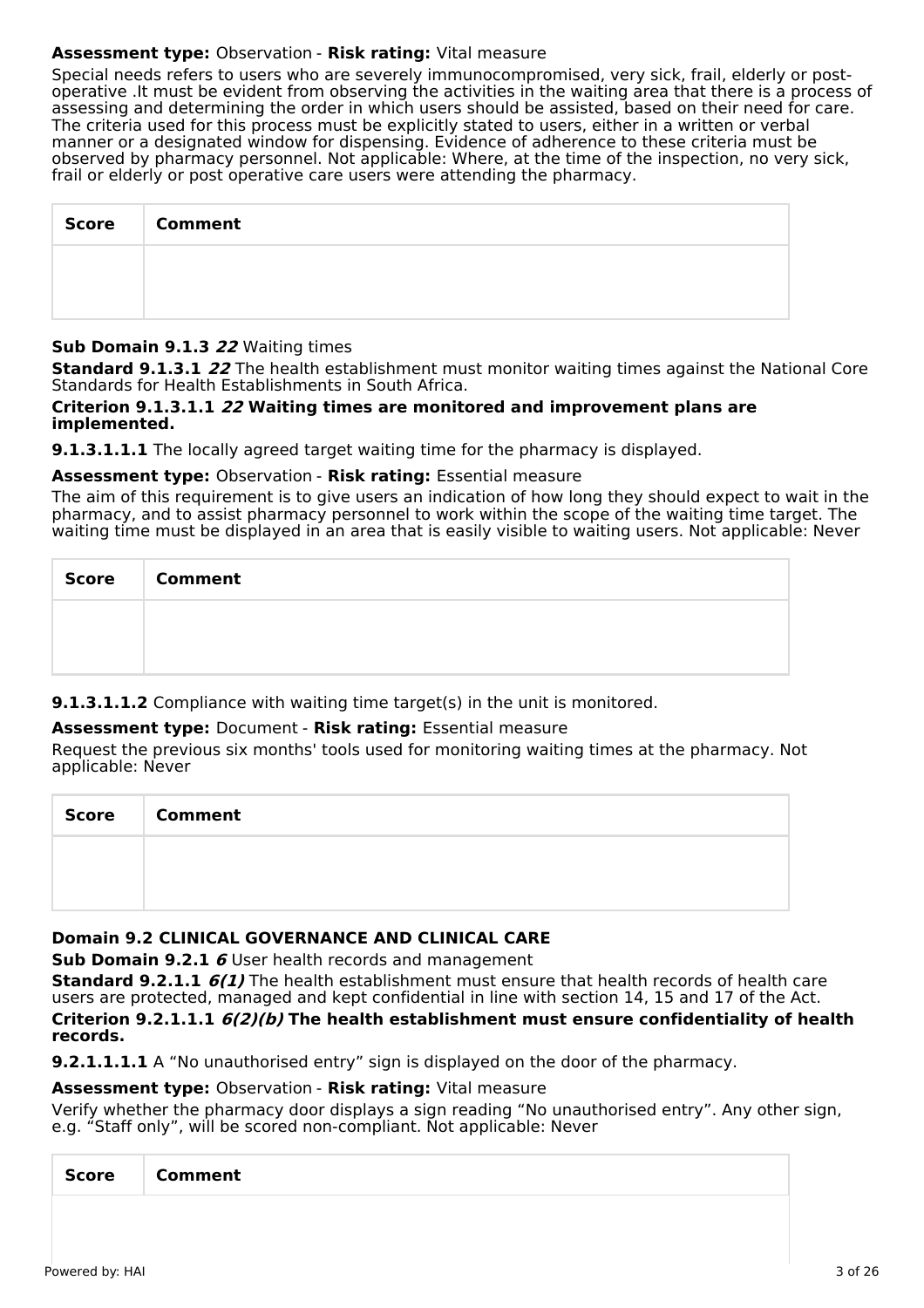**Assessment type:** Observation - **Risk rating:** Vital measure

Special needs refers to users who are severely immunocompromised, very sick, frail, elderly or post-operative .It must be evident from observing the activities in the waiting area that there is a process of assessing and determining the order in which users should be assisted, based on their need for care. The criteria used for this process must be explicitly stated to users, either in a written or verbal manner or a designated window for dispensing. Evidence of adherence to these criteria must be observed by pharmacy personnel. Not applicable: Where, at the time of the inspection, no very sick, frail or elderly or post operative care users were attending the pharmacy.

| Score | Comment |
|---|---|
| | |

**Sub Domain 9.1.3** ***22*** Waiting times

**Standard 9.1.3.1** ***22*** The health establishment must monitor waiting times against the National Core Standards for Health Establishments in South Africa.

**Criterion 9.1.3.1.1** ***22*** **Waiting times are monitored and improvement plans are implemented.**

**9.1.3.1.1.1** The locally agreed target waiting time for the pharmacy is displayed.

**Assessment type:** Observation - **Risk rating:** Essential measure

The aim of this requirement is to give users an indication of how long they should expect to wait in the pharmacy, and to assist pharmacy personnel to work within the scope of the waiting time target. The waiting time must be displayed in an area that is easily visible to waiting users. Not applicable: Never

| Score | Comment |
|---|---|
| | |

**9.1.3.1.1.2** Compliance with waiting time target(s) in the unit is monitored.

**Assessment type:** Document - **Risk rating:** Essential measure

Request the previous six months' tools used for monitoring waiting times at the pharmacy. Not applicable: Never

| Score | Comment |
|---|---|
| | |

**Domain 9.2 CLINICAL GOVERNANCE AND CLINICAL CARE**

**Sub Domain 9.2.1** ***6*** User health records and management

**Standard 9.2.1.1** ***6(1)*** The health establishment must ensure that health records of health care users are protected, managed and kept confidential in line with section 14, 15 and 17 of the Act.

**Criterion 9.2.1.1.1** ***6(2)(b)*** **The health establishment must ensure confidentiality of health records.**

**9.2.1.1.1.1** A “No unauthorised entry” sign is displayed on the door of the pharmacy.

**Assessment type:** Observation - **Risk rating:** Vital measure

Verify whether the pharmacy door displays a sign reading “No unauthorised entry”. Any other sign, e.g. “Staff only”, will be scored non-compliant. Not applicable: Never

| Score | Comment |
|---|---|
| | |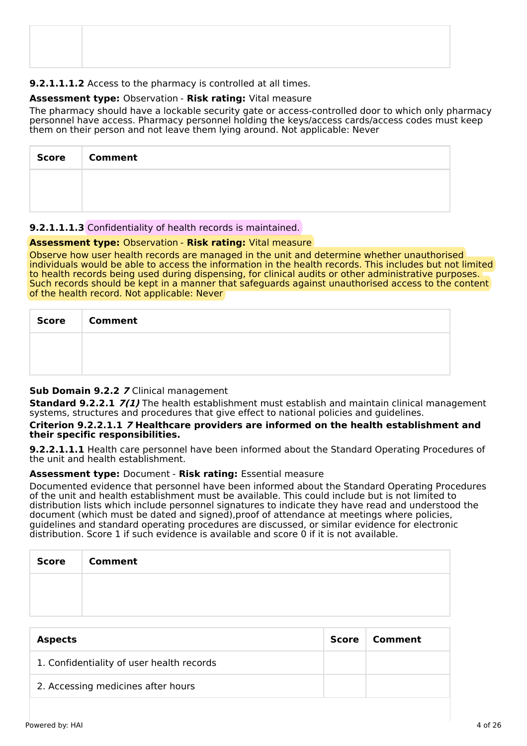| | |
|---|---|
| | |

**9.2.1.1.1.2** Access to the pharmacy is controlled at all times.

**Assessment type:** Observation - **Risk rating:** Vital measure

The pharmacy should have a lockable security gate or access-controlled door to which only pharmacy personnel have access. Pharmacy personnel holding the keys/access cards/access codes must keep them on their person and not leave them lying around. Not applicable: Never

| Score | Comment |
|---|---|
| | |

**9.2.1.1.1.3** Confidentiality of health records is maintained.

**Assessment type:** Observation - **Risk rating:** Vital measure

Observe how user health records are managed in the unit and determine whether unauthorised individuals would be able to access the information in the health records. This includes but not limited to health records being used during dispensing, for clinical audits or other administrative purposes. Such records should be kept in a manner that safeguards against unauthorised access to the content of the health record. Not applicable: Never

| Score | Comment |
|---|---|
| | |

**Sub Domain 9.2.2** ***7*** Clinical management

**Standard 9.2.2.1** ***7(1)*** The health establishment must establish and maintain clinical management systems, structures and procedures that give effect to national policies and guidelines.

**Criterion 9.2.2.1.1** ***7*** **Healthcare providers are informed on the health establishment and their specific responsibilities.**

**9.2.2.1.1.1** Health care personnel have been informed about the Standard Operating Procedures of the unit and health establishment.

**Assessment type:** Document - **Risk rating:** Essential measure

Documented evidence that personnel have been informed about the Standard Operating Procedures of the unit and health establishment must be available. This could include but is not limited to distribution lists which include personnel signatures to indicate they have read and understood the document (which must be dated and signed),proof of attendance at meetings where policies, guidelines and standard operating procedures are discussed, or similar evidence for electronic distribution. Score 1 if such evidence is available and score 0 if it is not available.

| Score | Comment |
|---|---|
| | |

| Aspects | Score | Comment |
|---|---|---|
| 1. Confidentiality of user health records | | |
| 2. Accessing medicines after hours | | |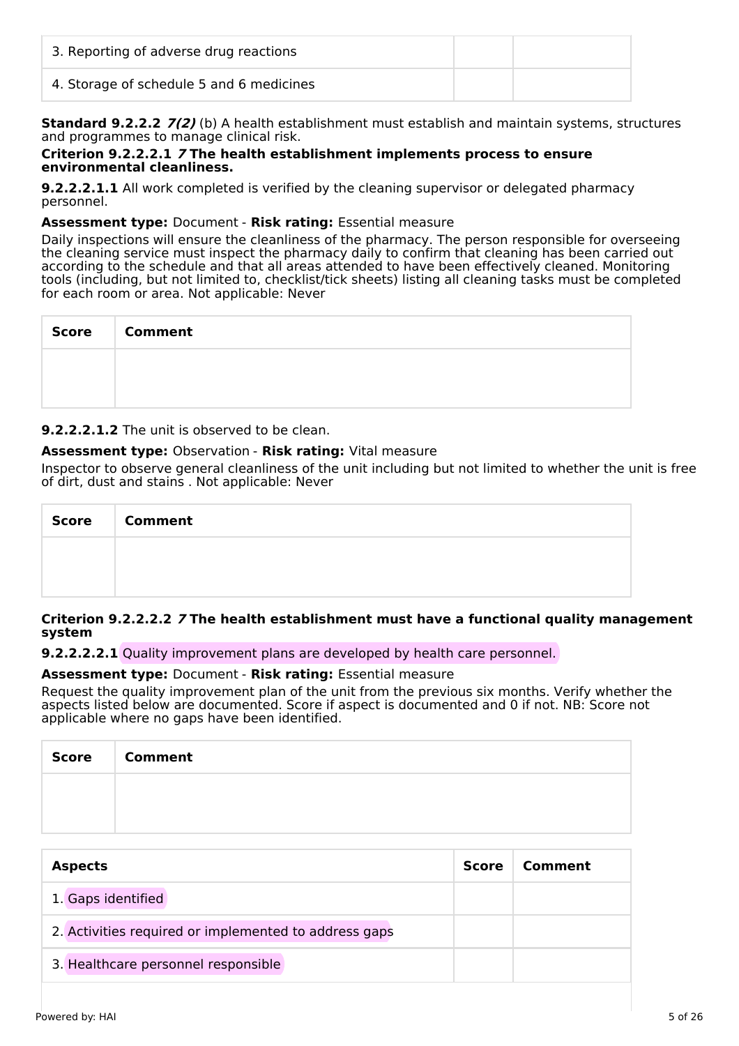| | | |
|---|---|---|
| 3. Reporting of adverse drug reactions | | |
| 4. Storage of schedule 5 and 6 medicines | | |

**Standard 9.2.2.2** ***7(2)*** (b) A health establishment must establish and maintain systems, structures and programmes to manage clinical risk.

**Criterion 9.2.2.2.1** ***7*** **The health establishment implements process to ensure environmental cleanliness.**

**9.2.2.2.1.1** All work completed is verified by the cleaning supervisor or delegated pharmacy personnel.

**Assessment type:** Document - **Risk rating:** Essential measure

Daily inspections will ensure the cleanliness of the pharmacy. The person responsible for overseeing the cleaning service must inspect the pharmacy daily to confirm that cleaning has been carried out according to the schedule and that all areas attended to have been effectively cleaned. Monitoring tools (including, but not limited to, checklist/tick sheets) listing all cleaning tasks must be completed for each room or area. Not applicable: Never

| Score | Comment |
|---|---|
| | |

**9.2.2.2.1.2** The unit is observed to be clean.

**Assessment type:** Observation - **Risk rating:** Vital measure

Inspector to observe general cleanliness of the unit including but not limited to whether the unit is free of dirt, dust and stains . Not applicable: Never

| Score | Comment |
|---|---|
| | |

**Criterion 9.2.2.2.2** ***7*** **The health establishment must have a functional quality management system**

**9.2.2.2.2.1** Quality improvement plans are developed by health care personnel.

**Assessment type:** Document - **Risk rating:** Essential measure

Request the quality improvement plan of the unit from the previous six months. Verify whether the aspects listed below are documented. Score if aspect is documented and 0 if not. NB: Score not applicable where no gaps have been identified.

| Score | Comment |
|---|---|
| | |

| Aspects | Score | Comment |
|---|---|---|
| 1. Gaps identified | | |
| 2. Activities required or implemented to address gaps | | |
| 3. Healthcare personnel responsible | | |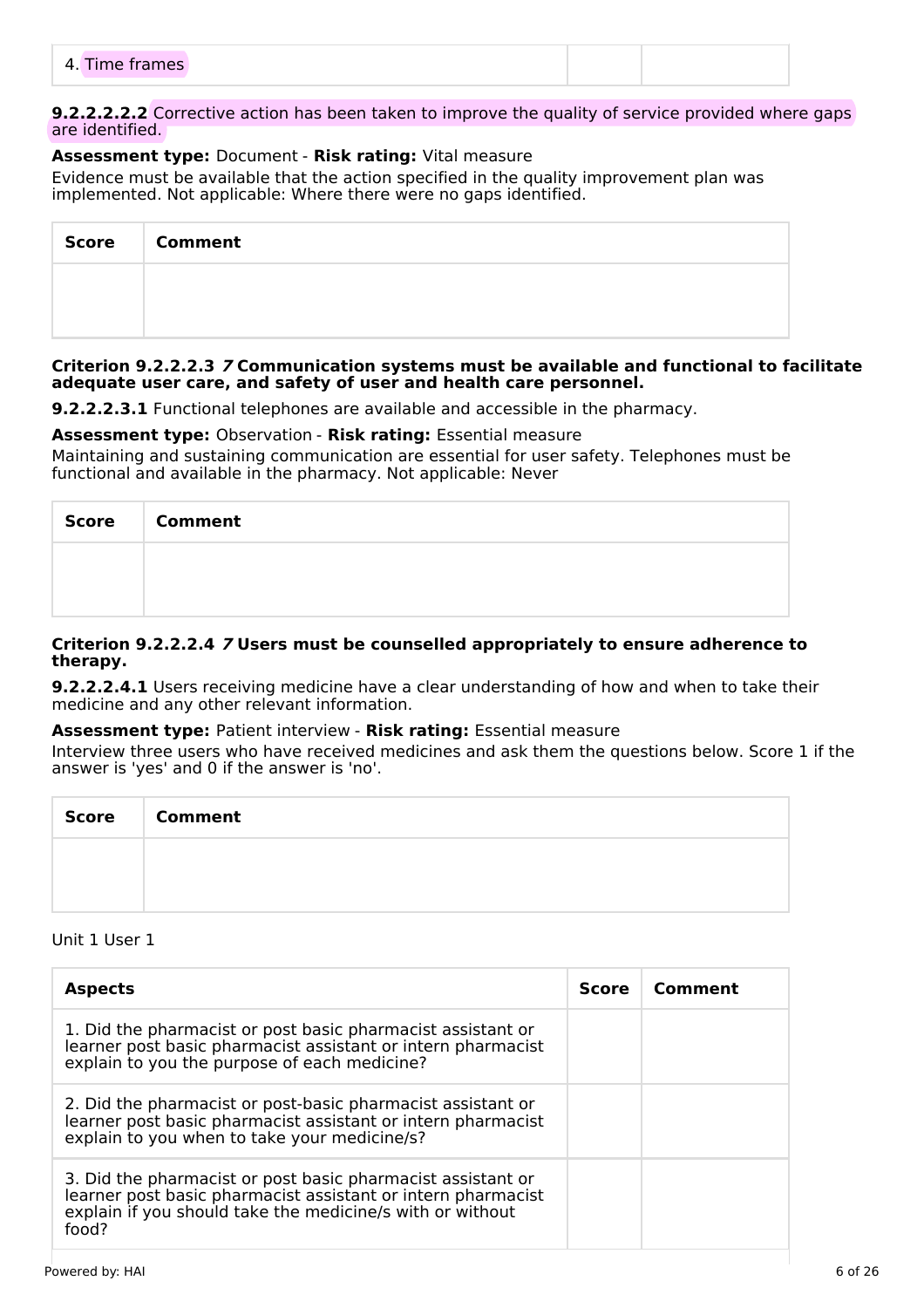| 4. Time frames | | |
|---|---|---|

**9.2.2.2.2** Corrective action has been taken to improve the quality of service provided where gaps are identified.

**Assessment type:** Document - **Risk rating:** Vital measure

Evidence must be available that the action specified in the quality improvement plan was implemented. Not applicable: Where there were no gaps identified.

| Score | Comment |
|---|---|
| | |

**Criterion 9.2.2.2.3** ***7*** **Communication systems must be available and functional to facilitate adequate user care, and safety of user and health care personnel.**

**9.2.2.2.3.1** Functional telephones are available and accessible in the pharmacy.

**Assessment type:** Observation - **Risk rating:** Essential measure

Maintaining and sustaining communication are essential for user safety. Telephones must be functional and available in the pharmacy. Not applicable: Never

| Score | Comment |
|---|---|
| | |

**Criterion 9.2.2.2.4** ***7*** **Users must be counselled appropriately to ensure adherence to therapy.**

**9.2.2.2.4.1** Users receiving medicine have a clear understanding of how and when to take their medicine and any other relevant information.

**Assessment type:** Patient interview - **Risk rating:** Essential measure

Interview three users who have received medicines and ask them the questions below. Score 1 if the answer is 'yes' and 0 if the answer is 'no'.

| Score | Comment |
|---|---|
| | |

Unit 1 User 1

| Aspects | Score | Comment |
|---|---|---|
| 1. Did the pharmacist or post basic pharmacist assistant or learner post basic pharmacist assistant or intern pharmacist explain to you the purpose of each medicine? | | |
| 2. Did the pharmacist or post-basic pharmacist assistant or learner post basic pharmacist assistant or intern pharmacist explain to you when to take your medicine/s? | | |
| 3. Did the pharmacist or post basic pharmacist assistant or learner post basic pharmacist assistant or intern pharmacist explain if you should take the medicine/s with or without food? | | |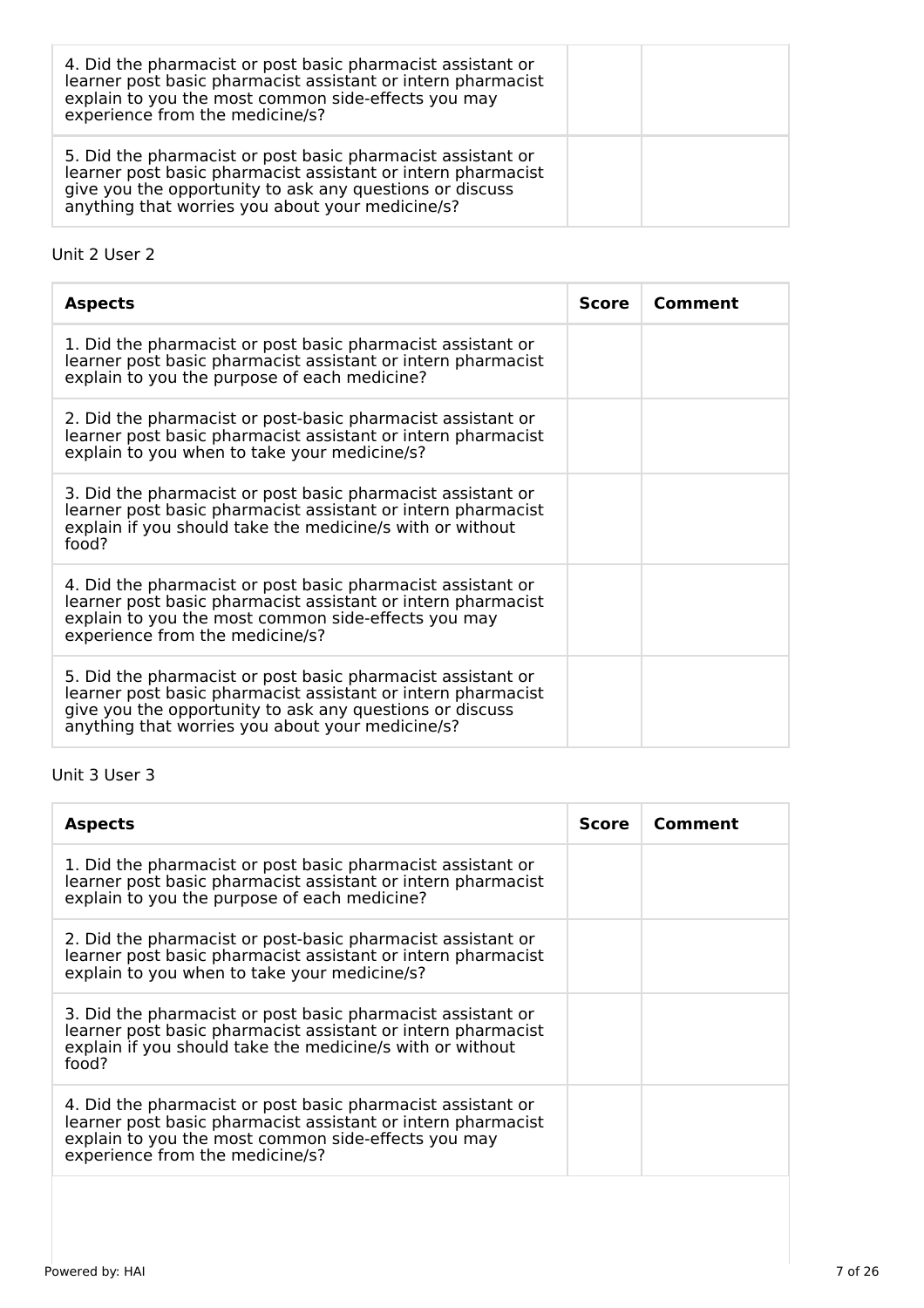| | | |
|---|---|---|
| 4. Did the pharmacist or post basic pharmacist assistant or learner post basic pharmacist assistant or intern pharmacist explain to you the most common side-effects you may experience from the medicine/s? | | |
| 5. Did the pharmacist or post basic pharmacist assistant or learner post basic pharmacist assistant or intern pharmacist give you the opportunity to ask any questions or discuss anything that worries you about your medicine/s? | | |

Unit 2 User 2

| Aspects | Score | Comment |
|---|---|---|
| 1. Did the pharmacist or post basic pharmacist assistant or learner post basic pharmacist assistant or intern pharmacist explain to you the purpose of each medicine? | | |
| 2. Did the pharmacist or post-basic pharmacist assistant or learner post basic pharmacist assistant or intern pharmacist explain to you when to take your medicine/s? | | |
| 3. Did the pharmacist or post basic pharmacist assistant or learner post basic pharmacist assistant or intern pharmacist explain if you should take the medicine/s with or without food? | | |
| 4. Did the pharmacist or post basic pharmacist assistant or learner post basic pharmacist assistant or intern pharmacist explain to you the most common side-effects you may experience from the medicine/s? | | |
| 5. Did the pharmacist or post basic pharmacist assistant or learner post basic pharmacist assistant or intern pharmacist give you the opportunity to ask any questions or discuss anything that worries you about your medicine/s? | | |

Unit 3 User 3

| Aspects | Score | Comment |
|---|---|---|
| 1. Did the pharmacist or post basic pharmacist assistant or learner post basic pharmacist assistant or intern pharmacist explain to you the purpose of each medicine? | | |
| 2. Did the pharmacist or post-basic pharmacist assistant or learner post basic pharmacist assistant or intern pharmacist explain to you when to take your medicine/s? | | |
| 3. Did the pharmacist or post basic pharmacist assistant or learner post basic pharmacist assistant or intern pharmacist explain if you should take the medicine/s with or without food? | | |
| 4. Did the pharmacist or post basic pharmacist assistant or learner post basic pharmacist assistant or intern pharmacist explain to you the most common side-effects you may experience from the medicine/s? | | |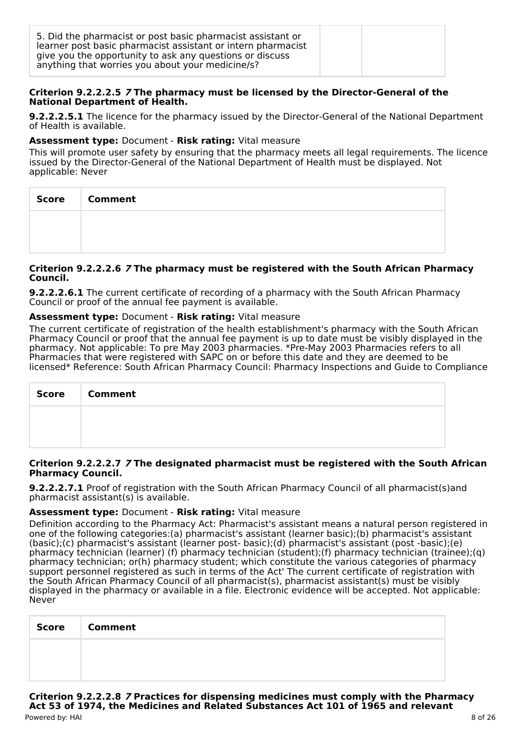| 5. Did the pharmacist or post basic pharmacist assistant or learner post basic pharmacist assistant or intern pharmacist give you the opportunity to ask any questions or discuss anything that worries you about your medicine/s? | | |
|---|---|---|

#### Criterion 9.2.2.2.5 *7* The pharmacy must be licensed by the Director-General of the National Department of Health.

**9.2.2.2.5.1** The licence for the pharmacy issued by the Director-General of the National Department of Health is available.

**Assessment type:** Document - **Risk rating:** Vital measure

This will promote user safety by ensuring that the pharmacy meets all legal requirements. The licence issued by the Director-General of the National Department of Health must be displayed. Not applicable: Never

| Score | Comment |
|---|---|
| | |

#### Criterion 9.2.2.2.6 *7* The pharmacy must be registered with the South African Pharmacy Council.

**9.2.2.2.6.1** The current certificate of recording of a pharmacy with the South African Pharmacy Council or proof of the annual fee payment is available.

**Assessment type:** Document - **Risk rating:** Vital measure

The current certificate of registration of the health establishment's pharmacy with the South African Pharmacy Council or proof that the annual fee payment is up to date must be visibly displayed in the pharmacy. Not applicable: To pre May 2003 pharmacies. *Pre-May 2003 Pharmacies refers to all Pharmacies that were registered with SAPC on or before this date and they are deemed to be licensed* Reference: South African Pharmacy Council: Pharmacy Inspections and Guide to Compliance

| Score | Comment |
|---|---|
| | |

#### Criterion 9.2.2.2.7 *7* The designated pharmacist must be registered with the South African Pharmacy Council.

**9.2.2.2.7.1** Proof of registration with the South African Pharmacy Council of all pharmacist(s)and pharmacist assistant(s) is available.

**Assessment type:** Document - **Risk rating:** Vital measure

Definition according to the Pharmacy Act: Pharmacist's assistant means a natural person registered in one of the following categories:(a) pharmacist's assistant (learner basic);(b) pharmacist's assistant (basic);(c) pharmacist's assistant (learner post- basic);(d) pharmacist's assistant (post -basic);(e) pharmacy technician (learner) (f) pharmacy technician (student);(f) pharmacy technician (trainee);(q) pharmacy technician; or(h) pharmacy student; which constitute the various categories of pharmacy support personnel registered as such in terms of the Act' The current certificate of registration with the South African Pharmacy Council of all pharmacist(s), pharmacist assistant(s) must be visibly displayed in the pharmacy or available in a file. Electronic evidence will be accepted. Not applicable: Never

| Score | Comment |
|---|---|
| | |

#### Criterion 9.2.2.2.8 *7* Practices for dispensing medicines must comply with the Pharmacy Act 53 of 1974, the Medicines and Related Substances Act 101 of 1965 and relevant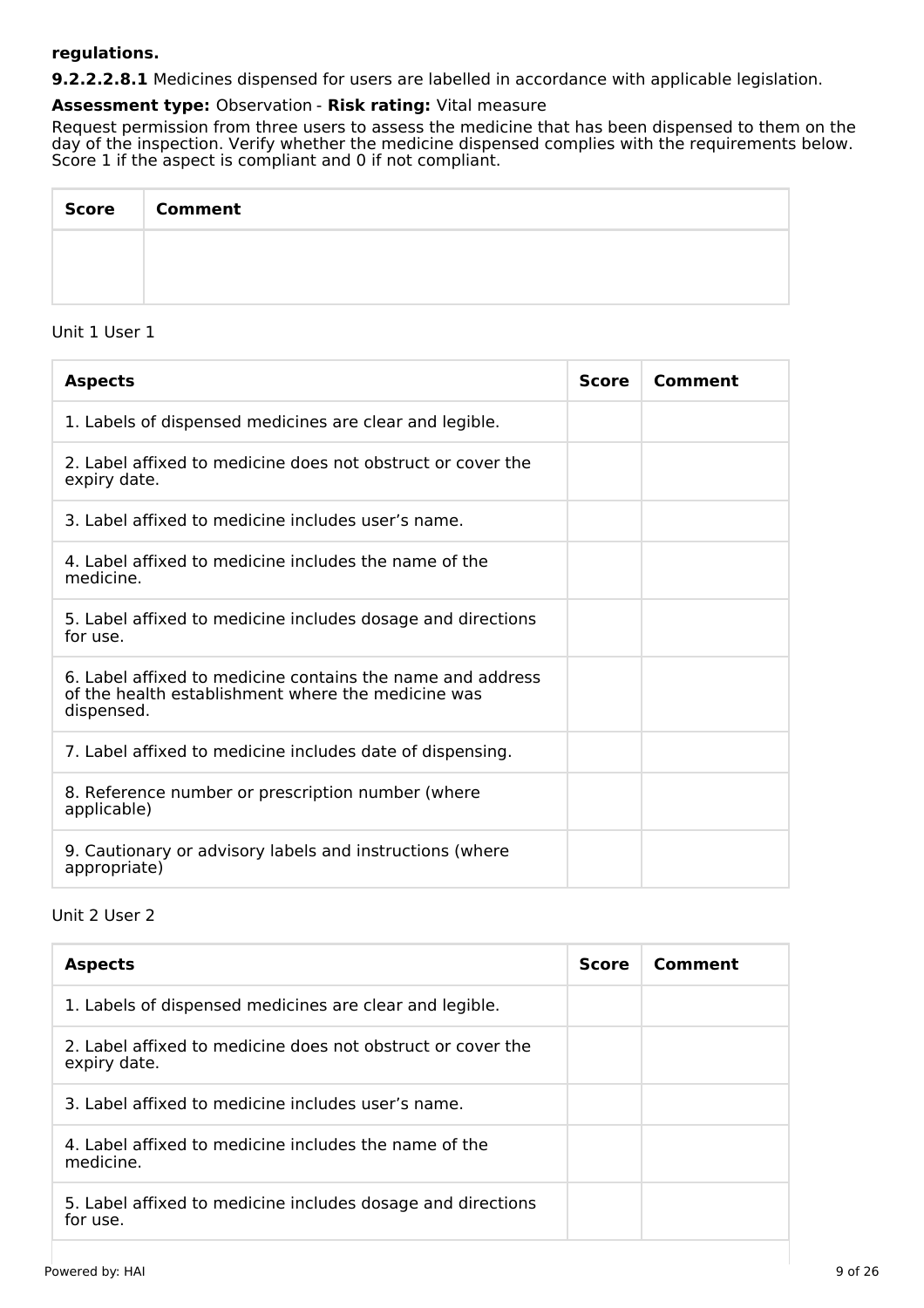**regulations.**

**9.2.2.2.8.1** Medicines dispensed for users are labelled in accordance with applicable legislation.

**Assessment type:** Observation - **Risk rating:** Vital measure

Request permission from three users to assess the medicine that has been dispensed to them on the day of the inspection. Verify whether the medicine dispensed complies with the requirements below. Score 1 if the aspect is compliant and 0 if not compliant.

| Score | Comment |
|---|---|
| | |

Unit 1 User 1

| Aspects | Score | Comment |
|---|---|---|
| 1. Labels of dispensed medicines are clear and legible. | | |
| 2. Label affixed to medicine does not obstruct or cover the expiry date. | | |
| 3. Label affixed to medicine includes user's name. | | |
| 4. Label affixed to medicine includes the name of the medicine. | | |
| 5. Label affixed to medicine includes dosage and directions for use. | | |
| 6. Label affixed to medicine contains the name and address of the health establishment where the medicine was dispensed. | | |
| 7. Label affixed to medicine includes date of dispensing. | | |
| 8. Reference number or prescription number (where applicable) | | |
| 9. Cautionary or advisory labels and instructions (where appropriate) | | |

Unit 2 User 2

| Aspects | Score | Comment |
|---|---|---|
| 1. Labels of dispensed medicines are clear and legible. | | |
| 2. Label affixed to medicine does not obstruct or cover the expiry date. | | |
| 3. Label affixed to medicine includes user's name. | | |
| 4. Label affixed to medicine includes the name of the medicine. | | |
| 5. Label affixed to medicine includes dosage and directions for use. | | |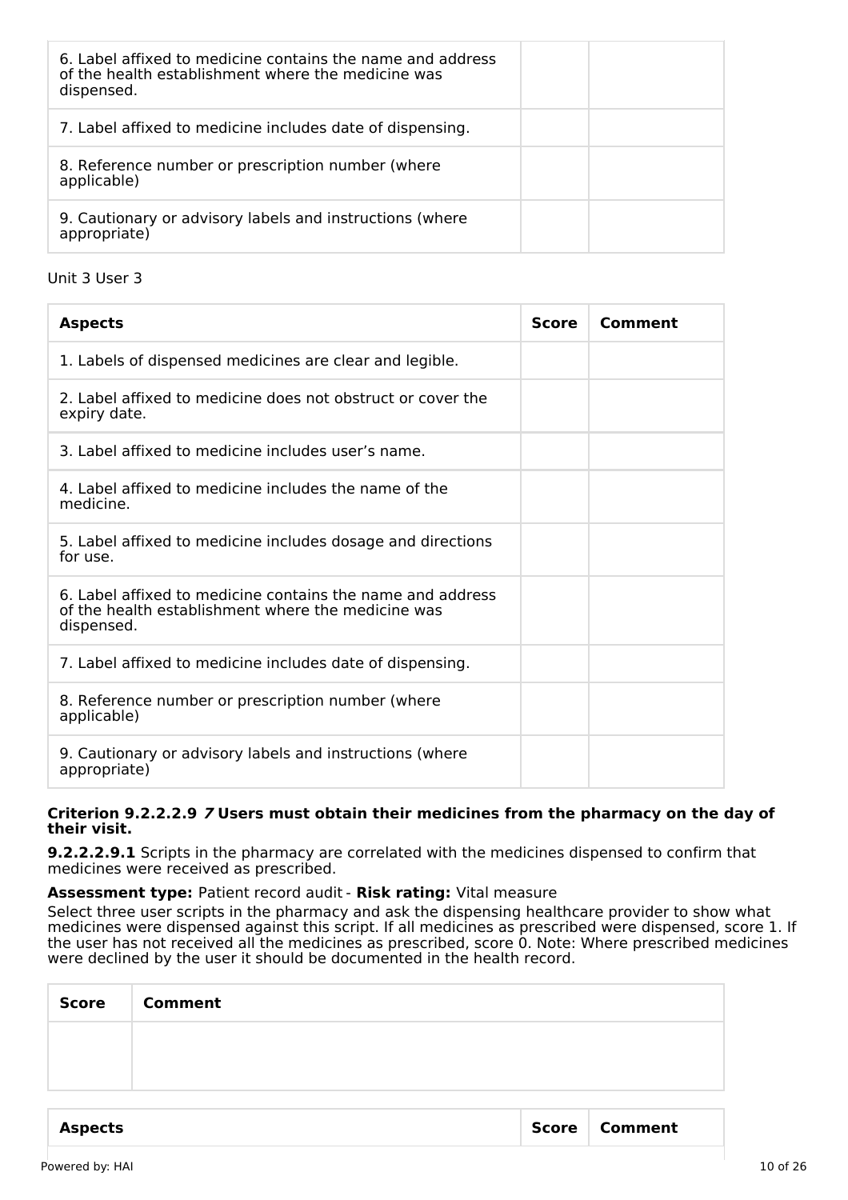| | | |
|---|---|---|
| 6. Label affixed to medicine contains the name and address of the health establishment where the medicine was dispensed. | | |
| 7. Label affixed to medicine includes date of dispensing. | | |
| 8. Reference number or prescription number (where applicable) | | |
| 9. Cautionary or advisory labels and instructions (where appropriate) | | |

Unit 3 User 3

| **Aspects** | **Score** | **Comment** |
|---|---|---|
| 1. Labels of dispensed medicines are clear and legible. | | |
| 2. Label affixed to medicine does not obstruct or cover the expiry date. | | |
| 3. Label affixed to medicine includes user's name. | | |
| 4. Label affixed to medicine includes the name of the medicine. | | |
| 5. Label affixed to medicine includes dosage and directions for use. | | |
| 6. Label affixed to medicine contains the name and address of the health establishment where the medicine was dispensed. | | |
| 7. Label affixed to medicine includes date of dispensing. | | |
| 8. Reference number or prescription number (where applicable) | | |
| 9. Cautionary or advisory labels and instructions (where appropriate) | | |

**Criterion 9.2.2.2.9 *7* Users must obtain their medicines from the pharmacy on the day of their visit.**

**9.2.2.2.9.1** Scripts in the pharmacy are correlated with the medicines dispensed to confirm that medicines were received as prescribed.

**Assessment type:** Patient record audit - **Risk rating:** Vital measure

Select three user scripts in the pharmacy and ask the dispensing healthcare provider to show what medicines were dispensed against this script. If all medicines as prescribed were dispensed, score 1. If the user has not received all the medicines as prescribed, score 0. Note: Where prescribed medicines were declined by the user it should be documented in the health record.

| **Score** | **Comment** |
|---|---|
| | |

| **Aspects** | **Score** | **Comment** |
|---|---|---|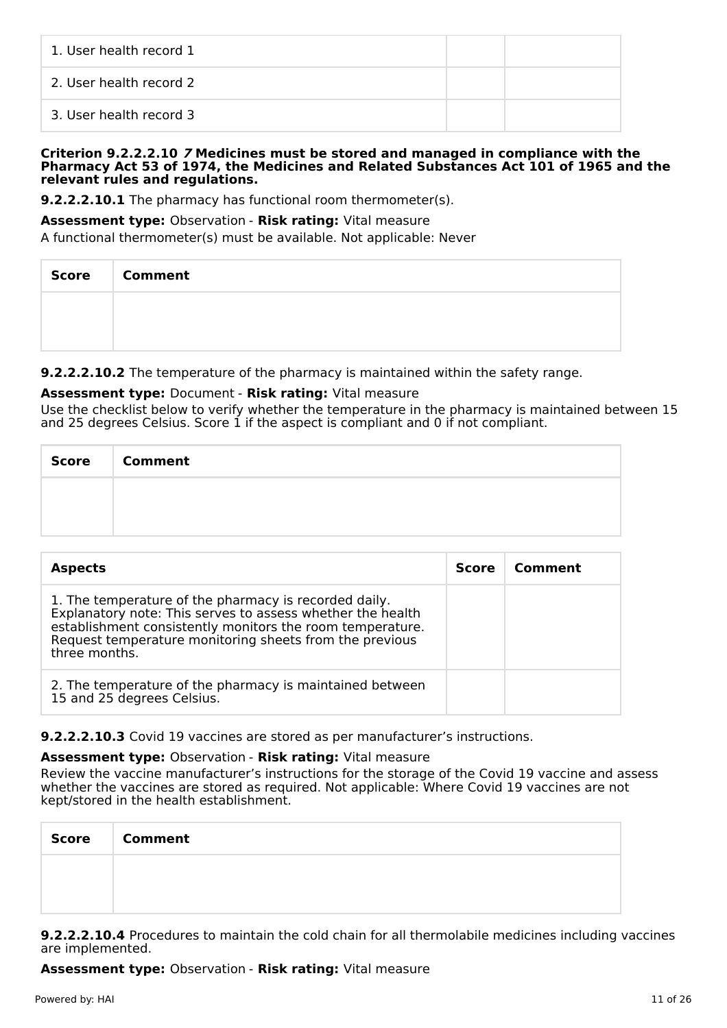| | | |
|---|---|---|
| 1. User health record 1 | | |
| 2. User health record 2 | | |
| 3. User health record 3 | | |

**Criterion 9.2.2.2.10 *7* Medicines must be stored and managed in compliance with the Pharmacy Act 53 of 1974, the Medicines and Related Substances Act 101 of 1965 and the relevant rules and regulations.**

**9.2.2.2.10.1** The pharmacy has functional room thermometer(s).

**Assessment type:** Observation - **Risk rating:** Vital measure

A functional thermometer(s) must be available. Not applicable: Never

| Score | Comment |
|---|---|
| | |

**9.2.2.2.10.2** The temperature of the pharmacy is maintained within the safety range.

**Assessment type:** Document - **Risk rating:** Vital measure

Use the checklist below to verify whether the temperature in the pharmacy is maintained between 15 and 25 degrees Celsius. Score 1 if the aspect is compliant and 0 if not compliant.

| Score | Comment |
|---|---|
| | |

| Aspects | Score | Comment |
|---|---|---|
| 1. The temperature of the pharmacy is recorded daily. Explanatory note: This serves to assess whether the health establishment consistently monitors the room temperature. Request temperature monitoring sheets from the previous three months. | | |
| 2. The temperature of the pharmacy is maintained between 15 and 25 degrees Celsius. | | |

**9.2.2.2.10.3** Covid 19 vaccines are stored as per manufacturer's instructions.

**Assessment type:** Observation - **Risk rating:** Vital measure

Review the vaccine manufacturer's instructions for the storage of the Covid 19 vaccine and assess whether the vaccines are stored as required. Not applicable: Where Covid 19 vaccines are not kept/stored in the health establishment.

| Score | Comment |
|---|---|
| | |

**9.2.2.2.10.4** Procedures to maintain the cold chain for all thermolabile medicines including vaccines are implemented.

**Assessment type:** Observation - **Risk rating:** Vital measure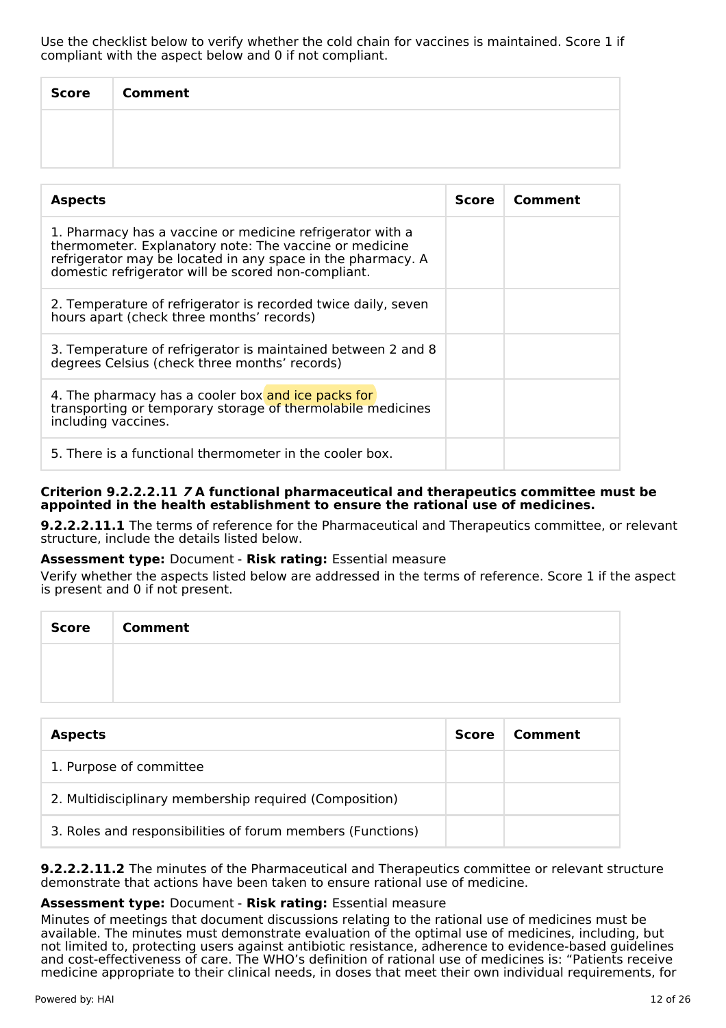Use the checklist below to verify whether the cold chain for vaccines is maintained. Score 1 if compliant with the aspect below and 0 if not compliant.

| Score | Comment |
|---|---|
| | |

| Aspects | Score | Comment |
|---|---|---|
| 1. Pharmacy has a vaccine or medicine refrigerator with a thermometer. Explanatory note: The vaccine or medicine refrigerator may be located in any space in the pharmacy. A domestic refrigerator will be scored non-compliant. | | |
| 2. Temperature of refrigerator is recorded twice daily, seven hours apart (check three months' records) | | |
| 3. Temperature of refrigerator is maintained between 2 and 8 degrees Celsius (check three months' records) | | |
| 4. The pharmacy has a cooler box and ice packs for transporting or temporary storage of thermolabile medicines including vaccines. | | |
| 5. There is a functional thermometer in the cooler box. | | |

**Criterion 9.2.2.2.11 *7* A functional pharmaceutical and therapeutics committee must be appointed in the health establishment to ensure the rational use of medicines.**

**9.2.2.2.11.1** The terms of reference for the Pharmaceutical and Therapeutics committee, or relevant structure, include the details listed below.

**Assessment type:** Document - **Risk rating:** Essential measure

Verify whether the aspects listed below are addressed in the terms of reference. Score 1 if the aspect is present and 0 if not present.

| Score | Comment |
|---|---|
| | |

| Aspects | Score | Comment |
|---|---|---|
| 1. Purpose of committee | | |
| 2. Multidisciplinary membership required (Composition) | | |
| 3. Roles and responsibilities of forum members (Functions) | | |

**9.2.2.2.11.2** The minutes of the Pharmaceutical and Therapeutics committee or relevant structure demonstrate that actions have been taken to ensure rational use of medicine.

**Assessment type:** Document - **Risk rating:** Essential measure

Minutes of meetings that document discussions relating to the rational use of medicines must be available. The minutes must demonstrate evaluation of the optimal use of medicines, including, but not limited to, protecting users against antibiotic resistance, adherence to evidence-based guidelines and cost-effectiveness of care. The WHO's definition of rational use of medicines is: "Patients receive medicine appropriate to their clinical needs, in doses that meet their own individual requirements, for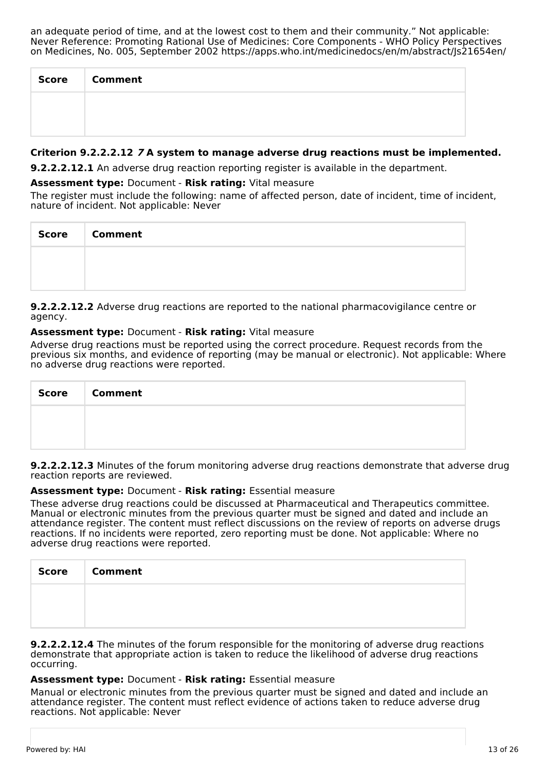an adequate period of time, and at the lowest cost to them and their community." Not applicable: Never Reference: Promoting Rational Use of Medicines: Core Components - WHO Policy Perspectives on Medicines, No. 005, September 2002 https://apps.who.int/medicinedocs/en/m/abstract/Js21654en/

| Score | Comment |
| --- | --- |
| | |

### Criterion 9.2.2.2.12 *7* A system to manage adverse drug reactions must be implemented.

**9.2.2.2.12.1** An adverse drug reaction reporting register is available in the department.

**Assessment type:** Document - **Risk rating:** Vital measure

The register must include the following: name of affected person, date of incident, time of incident, nature of incident. Not applicable: Never

| Score | Comment |
| --- | --- |
| | |

**9.2.2.2.12.2** Adverse drug reactions are reported to the national pharmacovigilance centre or agency.

**Assessment type:** Document - **Risk rating:** Vital measure

Adverse drug reactions must be reported using the correct procedure. Request records from the previous six months, and evidence of reporting (may be manual or electronic). Not applicable: Where no adverse drug reactions were reported.

| Score | Comment |
| --- | --- |
| | |

**9.2.2.2.12.3** Minutes of the forum monitoring adverse drug reactions demonstrate that adverse drug reaction reports are reviewed.

**Assessment type:** Document - **Risk rating:** Essential measure

These adverse drug reactions could be discussed at Pharmaceutical and Therapeutics committee. Manual or electronic minutes from the previous quarter must be signed and dated and include an attendance register. The content must reflect discussions on the review of reports on adverse drugs reactions. If no incidents were reported, zero reporting must be done. Not applicable: Where no adverse drug reactions were reported.

| Score | Comment |
| --- | --- |
| | |

**9.2.2.2.12.4** The minutes of the forum responsible for the monitoring of adverse drug reactions demonstrate that appropriate action is taken to reduce the likelihood of adverse drug reactions occurring.

**Assessment type:** Document - **Risk rating:** Essential measure

Manual or electronic minutes from the previous quarter must be signed and dated and include an attendance register. The content must reflect evidence of actions taken to reduce adverse drug reactions. Not applicable: Never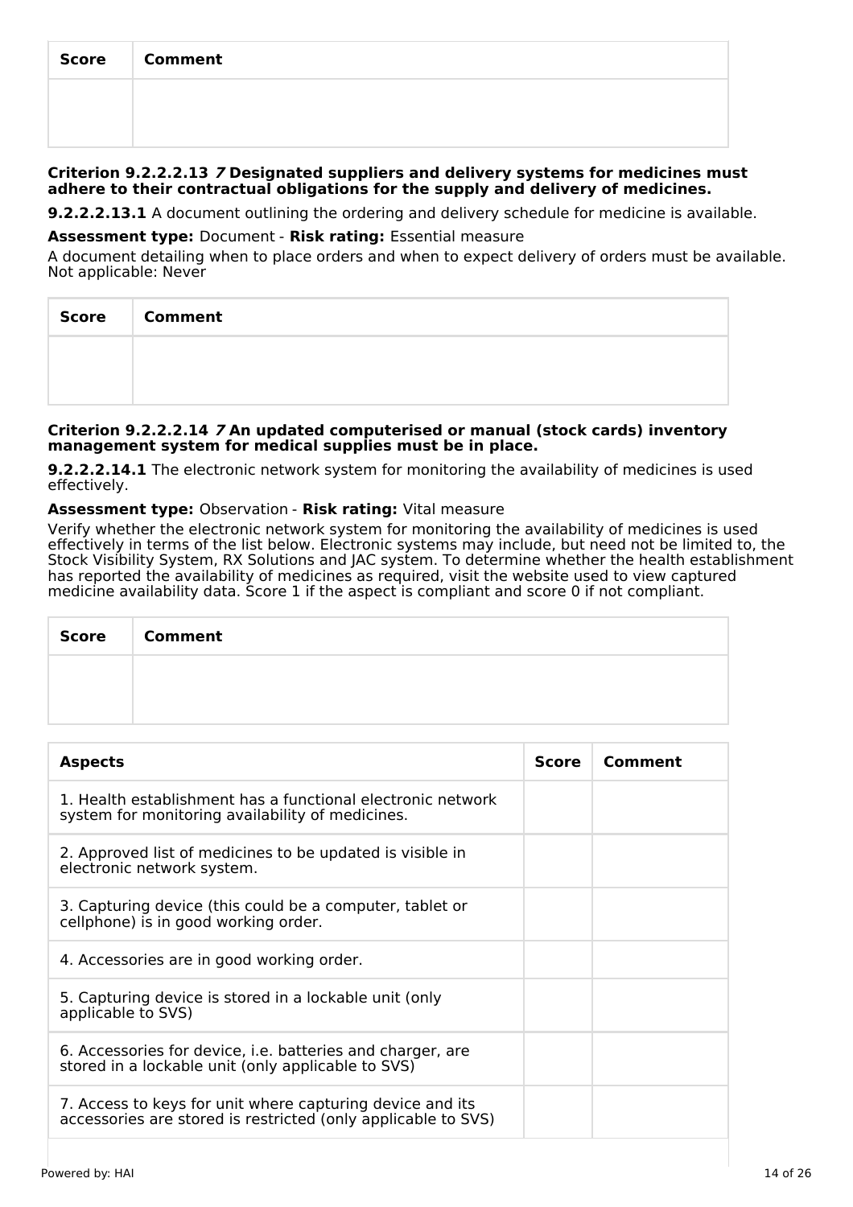| Score | Comment |
|---|---|
| | |

#### Criterion 9.2.2.2.13 *7* Designated suppliers and delivery systems for medicines must adhere to their contractual obligations for the supply and delivery of medicines.

**9.2.2.2.13.1** A document outlining the ordering and delivery schedule for medicine is available.

**Assessment type:** Document - **Risk rating:** Essential measure

A document detailing when to place orders and when to expect delivery of orders must be available. Not applicable: Never

| Score | Comment |
|---|---|
| | |

#### Criterion 9.2.2.2.14 *7* An updated computerised or manual (stock cards) inventory management system for medical supplies must be in place.

**9.2.2.2.14.1** The electronic network system for monitoring the availability of medicines is used effectively.

**Assessment type:** Observation - **Risk rating:** Vital measure

Verify whether the electronic network system for monitoring the availability of medicines is used effectively in terms of the list below. Electronic systems may include, but need not be limited to, the Stock Visibility System, RX Solutions and JAC system. To determine whether the health establishment has reported the availability of medicines as required, visit the website used to view captured medicine availability data. Score 1 if the aspect is compliant and score 0 if not compliant.

| Score | Comment |
|---|---|
| | |

| Aspects | Score | Comment |
|---|---|---|
| 1. Health establishment has a functional electronic network system for monitoring availability of medicines. | | |
| 2. Approved list of medicines to be updated is visible in electronic network system. | | |
| 3. Capturing device (this could be a computer, tablet or cellphone) is in good working order. | | |
| 4. Accessories are in good working order. | | |
| 5. Capturing device is stored in a lockable unit (only applicable to SVS) | | |
| 6. Accessories for device, i.e. batteries and charger, are stored in a lockable unit (only applicable to SVS) | | |
| 7. Access to keys for unit where capturing device and its accessories are stored is restricted (only applicable to SVS) | | |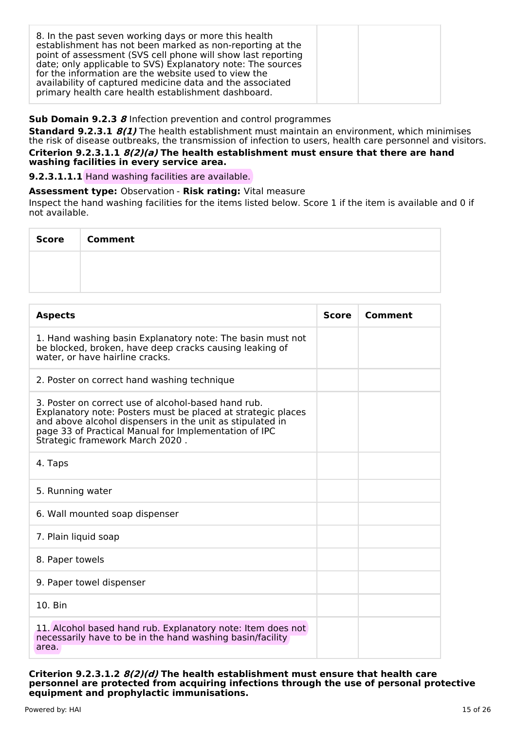| | Score | Comment |
|---|---|---|
| 8. In the past seven working days or more this health establishment has not been marked as non-reporting at the point of assessment (SVS cell phone will show last reporting date; only applicable to SVS) Explanatory note: The sources for the information are the website used to view the availability of captured medicine data and the associated primary health care health establishment dashboard. | | |

**Sub Domain 9.2.3** ***8*** Infection prevention and control programmes

**Standard 9.2.3.1** ***8(1)*** The health establishment must maintain an environment, which minimises the risk of disease outbreaks, the transmission of infection to users, health care personnel and visitors.

**Criterion 9.2.3.1.1** ***8(2)(a)*** **The health establishment must ensure that there are hand washing facilities in every service area.**

**9.2.3.1.1.1** Hand washing facilities are available.

**Assessment type:** Observation - **Risk rating:** Vital measure

Inspect the hand washing facilities for the items listed below. Score 1 if the item is available and 0 if not available.

| Score | Comment |
|---|---|
| | |

| Aspects | Score | Comment |
|---|---|---|
| 1. Hand washing basin Explanatory note: The basin must not be blocked, broken, have deep cracks causing leaking of water, or have hairline cracks. | | |
| 2. Poster on correct hand washing technique | | |
| 3. Poster on correct use of alcohol-based hand rub. Explanatory note: Posters must be placed at strategic places and above alcohol dispensers in the unit as stipulated in page 33 of Practical Manual for Implementation of IPC Strategic framework March 2020 . | | |
| 4. Taps | | |
| 5. Running water | | |
| 6. Wall mounted soap dispenser | | |
| 7. Plain liquid soap | | |
| 8. Paper towels | | |
| 9. Paper towel dispenser | | |
| 10. Bin | | |
| 11. Alcohol based hand rub. Explanatory note: Item does not necessarily have to be in the hand washing basin/facility area. | | |

**Criterion 9.2.3.1.2** ***8(2)(d)*** **The health establishment must ensure that health care personnel are protected from acquiring infections through the use of personal protective equipment and prophylactic immunisations.**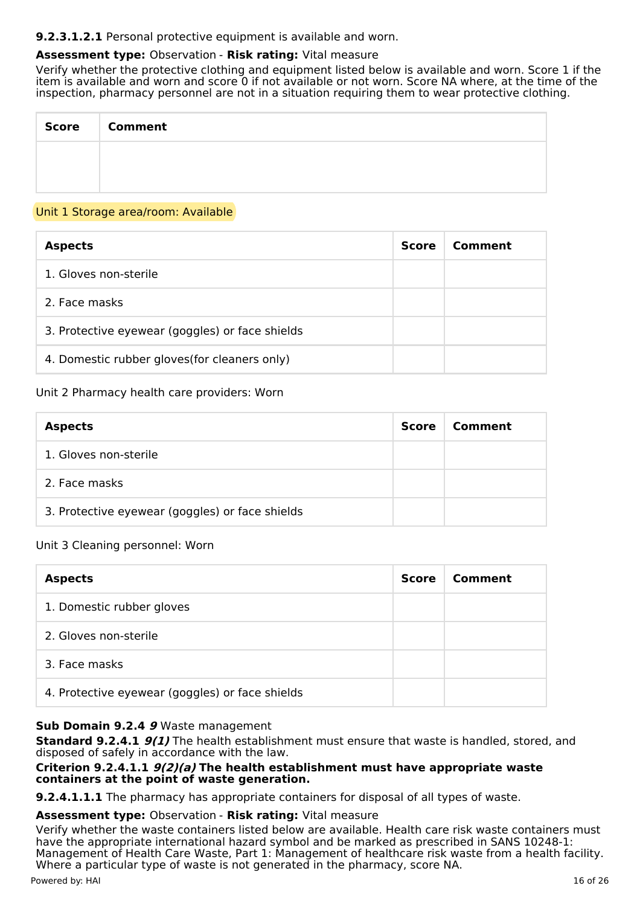**9.2.3.1.2.1** Personal protective equipment is available and worn.

**Assessment type:** Observation - **Risk rating:** Vital measure

Verify whether the protective clothing and equipment listed below is available and worn. Score 1 if the item is available and worn and score 0 if not available or not worn. Score NA where, at the time of the inspection, pharmacy personnel are not in a situation requiring them to wear protective clothing.

| Score | Comment |
| --- | --- |
| | |

Unit 1 Storage area/room: Available

| Aspects | Score | Comment |
| --- | --- | --- |
| 1. Gloves non-sterile | | |
| 2. Face masks | | |
| 3. Protective eyewear (goggles) or face shields | | |
| 4. Domestic rubber gloves(for cleaners only) | | |

Unit 2 Pharmacy health care providers: Worn

| Aspects | Score | Comment |
| --- | --- | --- |
| 1. Gloves non-sterile | | |
| 2. Face masks | | |
| 3. Protective eyewear (goggles) or face shields | | |

Unit 3 Cleaning personnel: Worn

| Aspects | Score | Comment |
| --- | --- | --- |
| 1. Domestic rubber gloves | | |
| 2. Gloves non-sterile | | |
| 3. Face masks | | |
| 4. Protective eyewear (goggles) or face shields | | |

**Sub Domain 9.2.4** ***9*** Waste management

**Standard 9.2.4.1** ***9(1)*** The health establishment must ensure that waste is handled, stored, and disposed of safely in accordance with the law.

**Criterion 9.2.4.1.1** ***9(2)(a)*** **The health establishment must have appropriate waste containers at the point of waste generation.**

**9.2.4.1.1.1** The pharmacy has appropriate containers for disposal of all types of waste.

**Assessment type:** Observation - **Risk rating:** Vital measure

Verify whether the waste containers listed below are available. Health care risk waste containers must have the appropriate international hazard symbol and be marked as prescribed in SANS 10248-1: Management of Health Care Waste, Part 1: Management of healthcare risk waste from a health facility. Where a particular type of waste is not generated in the pharmacy, score NA.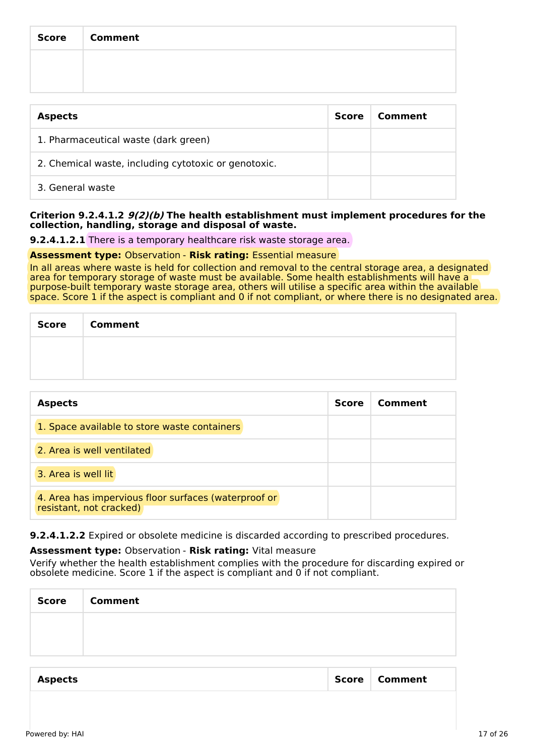| Score | Comment |
| --- | --- |
| | |

| Aspects | Score | Comment |
| --- | --- | --- |
| 1. Pharmaceutical waste (dark green) | | |
| 2. Chemical waste, including cytotoxic or genotoxic. | | |
| 3. General waste | | |

**Criterion 9.2.4.1.2 *9(2)(b)* The health establishment must implement procedures for the collection, handling, storage and disposal of waste.**

**9.2.4.1.2.1** There is a temporary healthcare risk waste storage area.

**Assessment type:** Observation - **Risk rating:** Essential measure

In all areas where waste is held for collection and removal to the central storage area, a designated area for temporary storage of waste must be available. Some health establishments will have a purpose-built temporary waste storage area, others will utilise a specific area within the available space. Score 1 if the aspect is compliant and 0 if not compliant, or where there is no designated area.

| Score | Comment |
| --- | --- |
| | |

| Aspects | Score | Comment |
| --- | --- | --- |
| 1. Space available to store waste containers | | |
| 2. Area is well ventilated | | |
| 3. Area is well lit | | |
| 4. Area has impervious floor surfaces (waterproof or resistant, not cracked) | | |

**9.2.4.1.2.2** Expired or obsolete medicine is discarded according to prescribed procedures.

**Assessment type:** Observation - **Risk rating:** Vital measure

Verify whether the health establishment complies with the procedure for discarding expired or obsolete medicine. Score 1 if the aspect is compliant and 0 if not compliant.

| Score | Comment |
| --- | --- |
| | |

| Aspects | Score | Comment |
| --- | --- | --- |
| | | |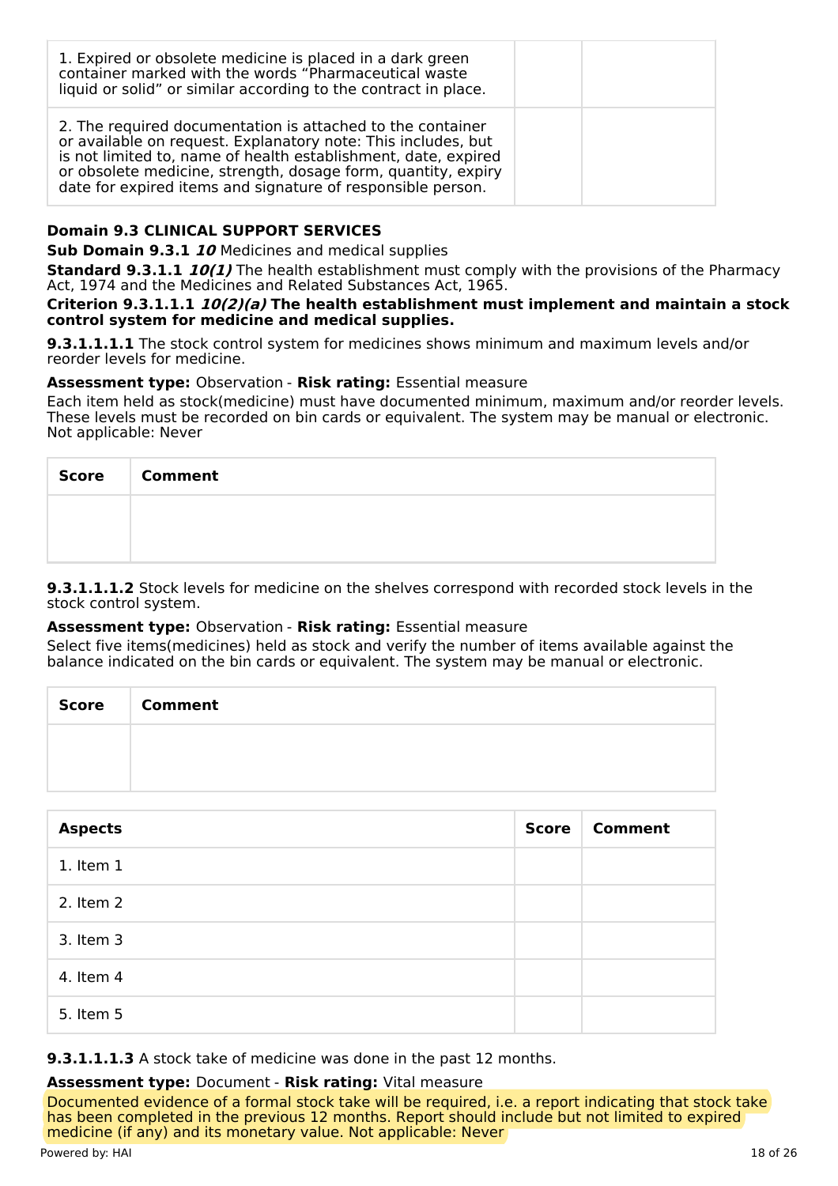| | | |
|---|---|---|
| 1. Expired or obsolete medicine is placed in a dark green container marked with the words "Pharmaceutical waste liquid or solid" or similar according to the contract in place. | | |
| 2. The required documentation is attached to the container or available on request. Explanatory note: This includes, but is not limited to, name of health establishment, date, expired or obsolete medicine, strength, dosage form, quantity, expiry date for expired items and signature of responsible person. | | |

**Domain 9.3 CLINICAL SUPPORT SERVICES**

**Sub Domain 9.3.1** ***10*** Medicines and medical supplies

**Standard 9.3.1.1** ***10(1)*** The health establishment must comply with the provisions of the Pharmacy Act, 1974 and the Medicines and Related Substances Act, 1965.

**Criterion 9.3.1.1.1** ***10(2)(a)*** **The health establishment must implement and maintain a stock control system for medicine and medical supplies.**

**9.3.1.1.1.1** The stock control system for medicines shows minimum and maximum levels and/or reorder levels for medicine.

**Assessment type:** Observation - **Risk rating:** Essential measure

Each item held as stock(medicine) must have documented minimum, maximum and/or reorder levels. These levels must be recorded on bin cards or equivalent. The system may be manual or electronic. Not applicable: Never

| Score | Comment |
|---|---|
| | |

**9.3.1.1.1.2** Stock levels for medicine on the shelves correspond with recorded stock levels in the stock control system.

**Assessment type:** Observation - **Risk rating:** Essential measure

Select five items(medicines) held as stock and verify the number of items available against the balance indicated on the bin cards or equivalent. The system may be manual or electronic.

| Score | Comment |
|---|---|
| | |

| Aspects | Score | Comment |
|---|---|---|
| 1. Item 1 | | |
| 2. Item 2 | | |
| 3. Item 3 | | |
| 4. Item 4 | | |
| 5. Item 5 | | |

**9.3.1.1.1.3** A stock take of medicine was done in the past 12 months.

**Assessment type:** Document - **Risk rating:** Vital measure

Documented evidence of a formal stock take will be required, i.e. a report indicating that stock take has been completed in the previous 12 months. Report should include but not limited to expired medicine (if any) and its monetary value. Not applicable: Never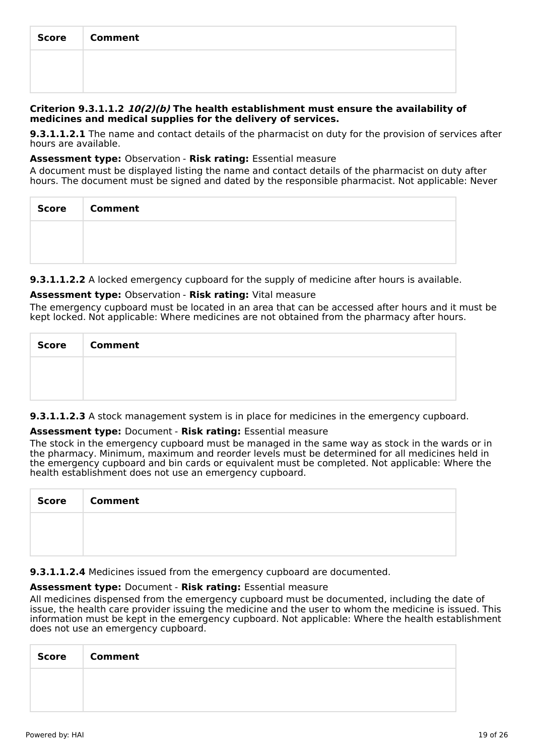| Score | Comment |
|---|---|
| | |

**Criterion 9.3.1.1.2 *10(2)(b)* The health establishment must ensure the availability of medicines and medical supplies for the delivery of services.**

**9.3.1.1.2.1** The name and contact details of the pharmacist on duty for the provision of services after hours are available.

**Assessment type:** Observation - **Risk rating:** Essential measure

A document must be displayed listing the name and contact details of the pharmacist on duty after hours. The document must be signed and dated by the responsible pharmacist. Not applicable: Never

| Score | Comment |
|---|---|
| | |

**9.3.1.1.2.2** A locked emergency cupboard for the supply of medicine after hours is available.

**Assessment type:** Observation - **Risk rating:** Vital measure

The emergency cupboard must be located in an area that can be accessed after hours and it must be kept locked. Not applicable: Where medicines are not obtained from the pharmacy after hours.

| Score | Comment |
|---|---|
| | |

**9.3.1.1.2.3** A stock management system is in place for medicines in the emergency cupboard.

**Assessment type:** Document - **Risk rating:** Essential measure

The stock in the emergency cupboard must be managed in the same way as stock in the wards or in the pharmacy. Minimum, maximum and reorder levels must be determined for all medicines held in the emergency cupboard and bin cards or equivalent must be completed. Not applicable: Where the health establishment does not use an emergency cupboard.

| Score | Comment |
|---|---|
| | |

**9.3.1.1.2.4** Medicines issued from the emergency cupboard are documented.

**Assessment type:** Document - **Risk rating:** Essential measure

All medicines dispensed from the emergency cupboard must be documented, including the date of issue, the health care provider issuing the medicine and the user to whom the medicine is issued. This information must be kept in the emergency cupboard. Not applicable: Where the health establishment does not use an emergency cupboard.

| Score | Comment |
|---|---|
| | |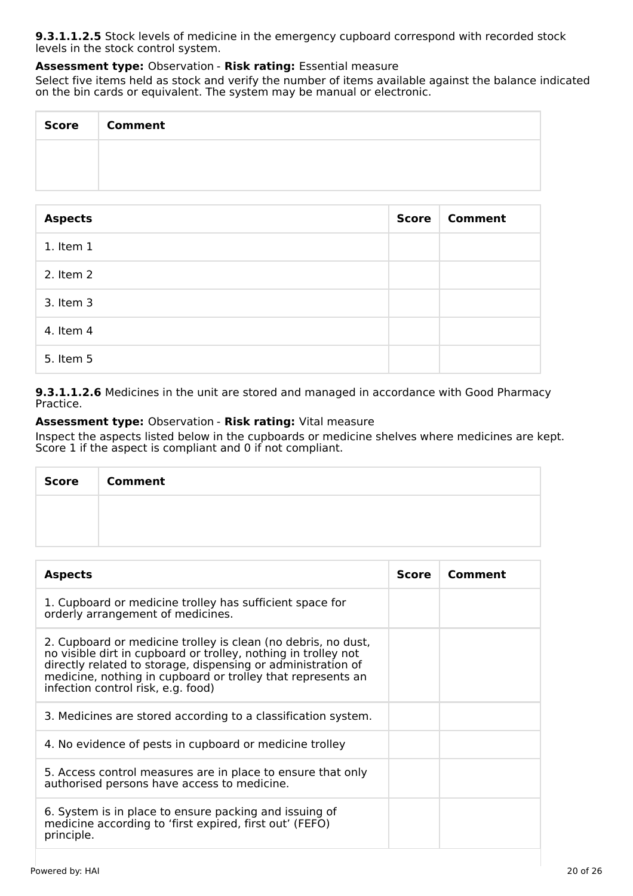**9.3.1.1.2.5** Stock levels of medicine in the emergency cupboard correspond with recorded stock levels in the stock control system.

**Assessment type:** Observation - **Risk rating:** Essential measure

Select five items held as stock and verify the number of items available against the balance indicated on the bin cards or equivalent. The system may be manual or electronic.

| Score | Comment |
|---|---|
| | |

| Aspects | Score | Comment |
|---|---|---|
| 1. Item 1 | | |
| 2. Item 2 | | |
| 3. Item 3 | | |
| 4. Item 4 | | |
| 5. Item 5 | | |

**9.3.1.1.2.6** Medicines in the unit are stored and managed in accordance with Good Pharmacy Practice.

**Assessment type:** Observation - **Risk rating:** Vital measure

Inspect the aspects listed below in the cupboards or medicine shelves where medicines are kept. Score 1 if the aspect is compliant and 0 if not compliant.

| Score | Comment |
|---|---|
| | |

| Aspects | Score | Comment |
|---|---|---|
| 1. Cupboard or medicine trolley has sufficient space for orderly arrangement of medicines. | | |
| 2. Cupboard or medicine trolley is clean (no debris, no dust, no visible dirt in cupboard or trolley, nothing in trolley not directly related to storage, dispensing or administration of medicine, nothing in cupboard or trolley that represents an infection control risk, e.g. food) | | |
| 3. Medicines are stored according to a classification system. | | |
| 4. No evidence of pests in cupboard or medicine trolley | | |
| 5. Access control measures are in place to ensure that only authorised persons have access to medicine. | | |
| 6. System is in place to ensure packing and issuing of medicine according to 'first expired, first out' (FEFO) principle. | | |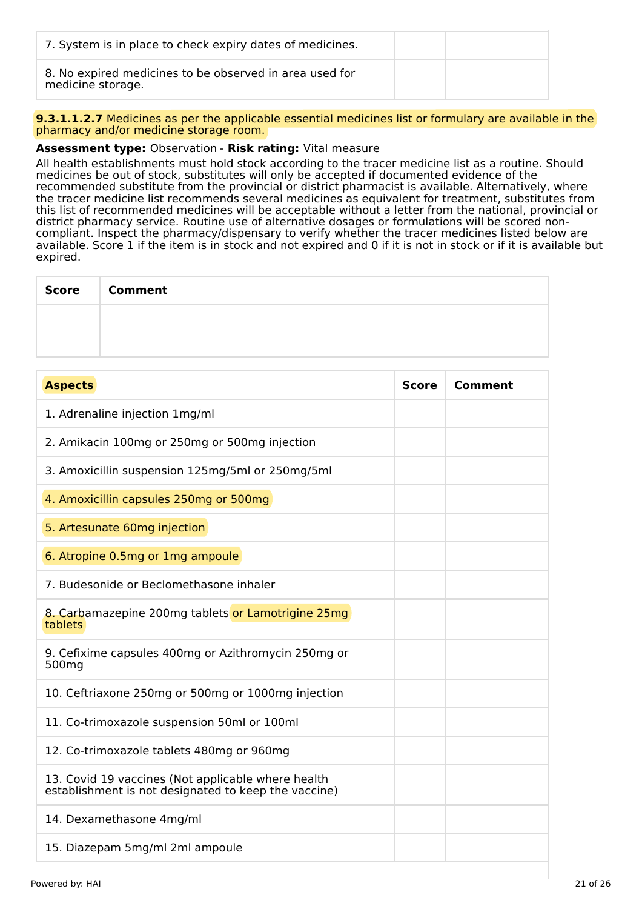| | | |
|---|---|---|
| 7. System is in place to check expiry dates of medicines. | | |
| 8. No expired medicines to be observed in area used for medicine storage. | | |

**9.3.1.1.2.7** Medicines as per the applicable essential medicines list or formulary are available in the pharmacy and/or medicine storage room.

**Assessment type:** Observation - **Risk rating:** Vital measure

All health establishments must hold stock according to the tracer medicine list as a routine. Should medicines be out of stock, substitutes will only be accepted if documented evidence of the recommended substitute from the provincial or district pharmacist is available. Alternatively, where the tracer medicine list recommends several medicines as equivalent for treatment, substitutes from this list of recommended medicines will be acceptable without a letter from the national, provincial or district pharmacy service. Routine use of alternative dosages or formulations will be scored non-compliant. Inspect the pharmacy/dispensary to verify whether the tracer medicines listed below are available. Score 1 if the item is in stock and not expired and 0 if it is not in stock or if it is available but expired.

| Score | Comment |
|---|---|
| | |

| Aspects | Score | Comment |
|---|---|---|
| 1. Adrenaline injection 1mg/ml | | |
| 2. Amikacin 100mg or 250mg or 500mg injection | | |
| 3. Amoxicillin suspension 125mg/5ml or 250mg/5ml | | |
| 4. Amoxicillin capsules 250mg or 500mg | | |
| 5. Artesunate 60mg injection | | |
| 6. Atropine 0.5mg or 1mg ampoule | | |
| 7. Budesonide or Beclomethasone inhaler | | |
| 8. Carbamazepine 200mg tablets or Lamotrigine 25mg tablets | | |
| 9. Cefixime capsules 400mg or Azithromycin 250mg or 500mg | | |
| 10. Ceftriaxone 250mg or 500mg or 1000mg injection | | |
| 11. Co-trimoxazole suspension 50ml or 100ml | | |
| 12. Co-trimoxazole tablets 480mg or 960mg | | |
| 13. Covid 19 vaccines (Not applicable where health establishment is not designated to keep the vaccine) | | |
| 14. Dexamethasone 4mg/ml | | |
| 15. Diazepam 5mg/ml 2ml ampoule | | |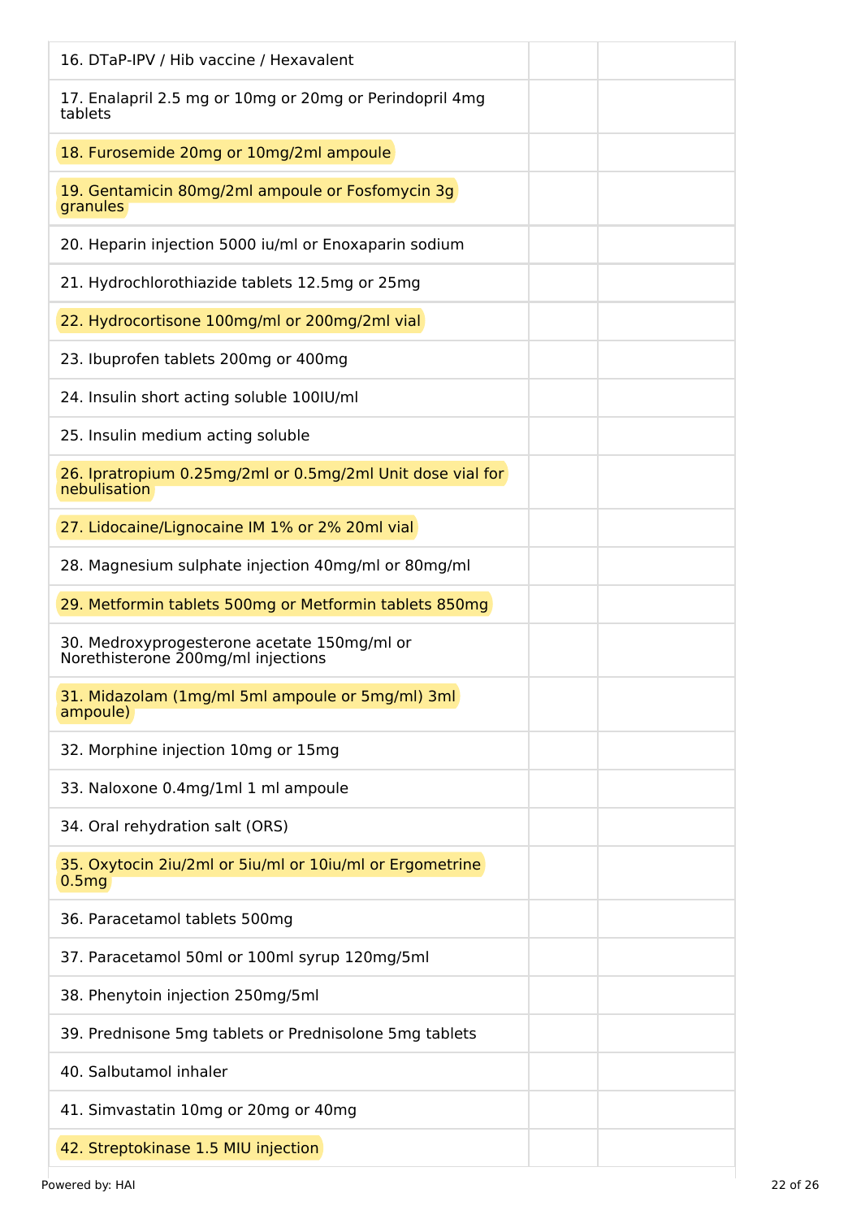| | | |
|---|---|---|
| 16. DTaP-IPV / Hib vaccine / Hexavalent | | |
| 17. Enalapril 2.5 mg or 10mg or 20mg or Perindopril 4mg tablets | | |
| 18. Furosemide 20mg or 10mg/2ml ampoule | | |
| 19. Gentamicin 80mg/2ml ampoule or Fosfomycin 3g granules | | |
| 20. Heparin injection 5000 iu/ml or Enoxaparin sodium | | |
| 21. Hydrochlorothiazide tablets 12.5mg or 25mg | | |
| 22. Hydrocortisone 100mg/ml or 200mg/2ml vial | | |
| 23. Ibuprofen tablets 200mg or 400mg | | |
| 24. Insulin short acting soluble 100IU/ml | | |
| 25. Insulin medium acting soluble | | |
| 26. Ipratropium 0.25mg/2ml or 0.5mg/2ml Unit dose vial for nebulisation | | |
| 27. Lidocaine/Lignocaine IM 1% or 2% 20ml vial | | |
| 28. Magnesium sulphate injection 40mg/ml or 80mg/ml | | |
| 29. Metformin tablets 500mg or Metformin tablets 850mg | | |
| 30. Medroxyprogesterone acetate 150mg/ml or Norethisterone 200mg/ml injections | | |
| 31. Midazolam (1mg/ml 5ml ampoule or 5mg/ml) 3ml ampoule) | | |
| 32. Morphine injection 10mg or 15mg | | |
| 33. Naloxone 0.4mg/1ml 1 ml ampoule | | |
| 34. Oral rehydration salt (ORS) | | |
| 35. Oxytocin 2iu/2ml or 5iu/ml or 10iu/ml or Ergometrine 0.5mg | | |
| 36. Paracetamol tablets 500mg | | |
| 37. Paracetamol 50ml or 100ml syrup 120mg/5ml | | |
| 38. Phenytoin injection 250mg/5ml | | |
| 39. Prednisone 5mg tablets or Prednisolone 5mg tablets | | |
| 40. Salbutamol inhaler | | |
| 41. Simvastatin 10mg or 20mg or 40mg | | |
| 42. Streptokinase 1.5 MIU injection | | |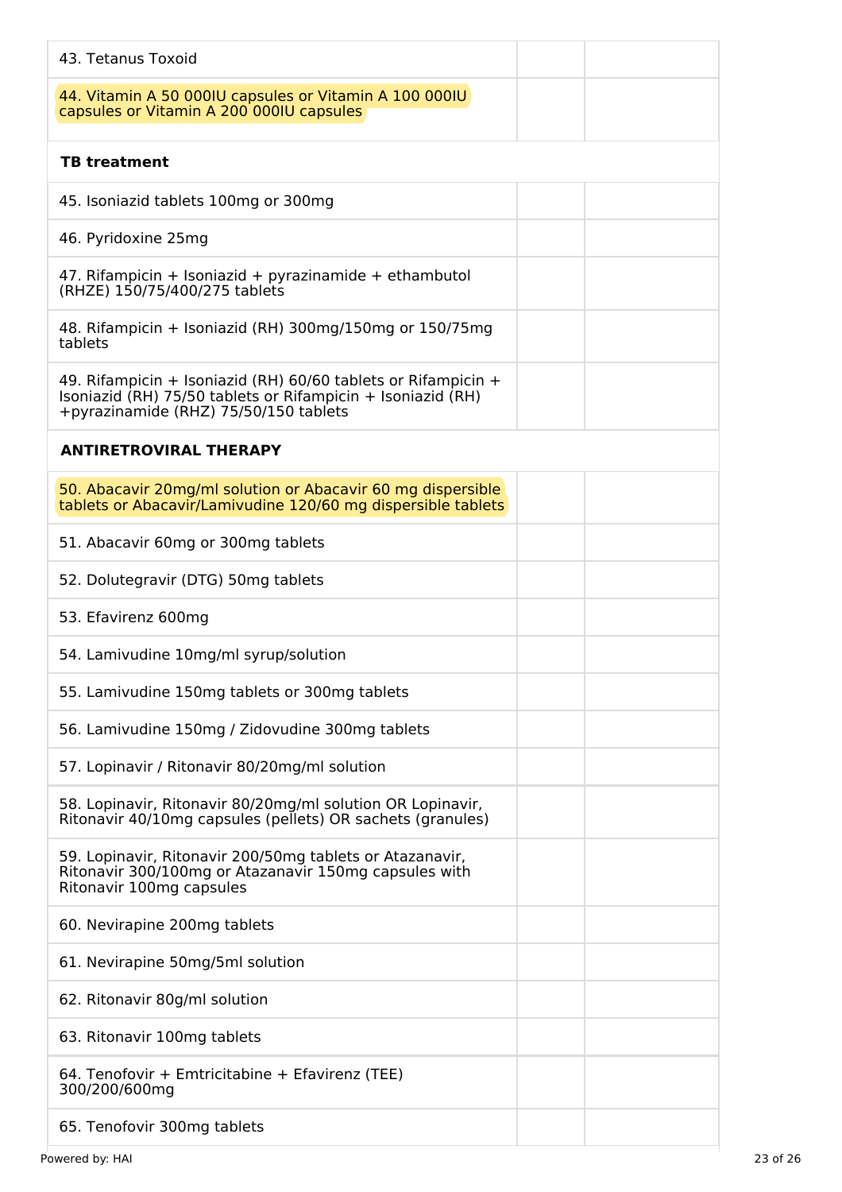| | | |
|---|---|---|
| 43. Tetanus Toxoid | | |
| 44. Vitamin A 50 000IU capsules or Vitamin A 100 000IU capsules or Vitamin A 200 000IU capsules | | |
| **TB treatment** | | |
| 45. Isoniazid tablets 100mg or 300mg | | |
| 46. Pyridoxine 25mg | | |
| 47. Rifampicin + Isoniazid + pyrazinamide + ethambutol (RHZE) 150/75/400/275 tablets | | |
| 48. Rifampicin + Isoniazid (RH) 300mg/150mg or 150/75mg tablets | | |
| 49. Rifampicin + Isoniazid (RH) 60/60 tablets or Rifampicin + Isoniazid (RH) 75/50 tablets or Rifampicin + Isoniazid (RH) +pyrazinamide (RHZ) 75/50/150 tablets | | |
| **ANTIRETROVIRAL THERAPY** | | |
| 50. Abacavir 20mg/ml solution or Abacavir 60 mg dispersible tablets or Abacavir/Lamivudine 120/60 mg dispersible tablets | | |
| 51. Abacavir 60mg or 300mg tablets | | |
| 52. Dolutegravir (DTG) 50mg tablets | | |
| 53. Efavirenz 600mg | | |
| 54. Lamivudine 10mg/ml syrup/solution | | |
| 55. Lamivudine 150mg tablets or 300mg tablets | | |
| 56. Lamivudine 150mg / Zidovudine 300mg tablets | | |
| 57. Lopinavir / Ritonavir 80/20mg/ml solution | | |
| 58. Lopinavir, Ritonavir 80/20mg/ml solution OR Lopinavir, Ritonavir 40/10mg capsules (pellets) OR sachets (granules) | | |
| 59. Lopinavir, Ritonavir 200/50mg tablets or Atazanavir, Ritonavir 300/100mg or Atazanavir 150mg capsules with Ritonavir 100mg capsules | | |
| 60. Nevirapine 200mg tablets | | |
| 61. Nevirapine 50mg/5ml solution | | |
| 62. Ritonavir 80g/ml solution | | |
| 63. Ritonavir 100mg tablets | | |
| 64. Tenofovir + Emtricitabine + Efavirenz (TEE) 300/200/600mg | | |
| 65. Tenofovir 300mg tablets | | |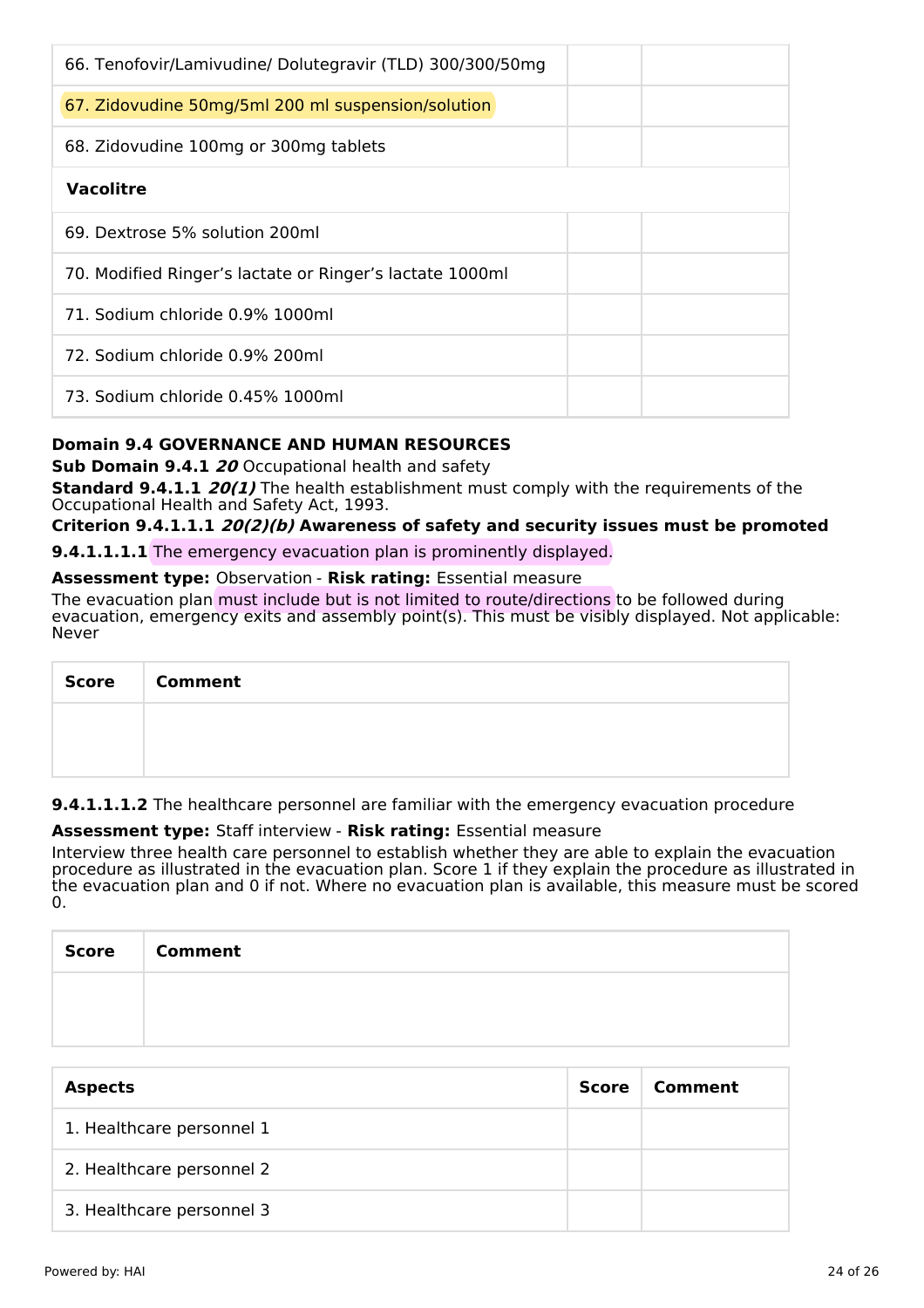| | | |
|---|---|---|
| 66. Tenofovir/Lamivudine/ Dolutegravir (TLD) 300/300/50mg | | |
| 67. Zidovudine 50mg/5ml 200 ml suspension/solution | | |
| 68. Zidovudine 100mg or 300mg tablets | | |
| **Vacolitre** | | |
| 69. Dextrose 5% solution 200ml | | |
| 70. Modified Ringer's lactate or Ringer's lactate 1000ml | | |
| 71. Sodium chloride 0.9% 1000ml | | |
| 72. Sodium chloride 0.9% 200ml | | |
| 73. Sodium chloride 0.45% 1000ml | | |

**Domain 9.4 GOVERNANCE AND HUMAN RESOURCES**

**Sub Domain 9.4.1** ***20*** Occupational health and safety

**Standard 9.4.1.1** ***20(1)*** The health establishment must comply with the requirements of the Occupational Health and Safety Act, 1993.

**Criterion 9.4.1.1.1** ***20(2)(b)*** **Awareness of safety and security issues must be promoted**

**9.4.1.1.1.1** The emergency evacuation plan is prominently displayed.

**Assessment type:** Observation - **Risk rating:** Essential measure

The evacuation plan must include but is not limited to route/directions to be followed during evacuation, emergency exits and assembly point(s). This must be visibly displayed. Not applicable: Never

| Score | Comment |
|---|---|
| | |

**9.4.1.1.1.2** The healthcare personnel are familiar with the emergency evacuation procedure

**Assessment type:** Staff interview - **Risk rating:** Essential measure

Interview three health care personnel to establish whether they are able to explain the evacuation procedure as illustrated in the evacuation plan. Score 1 if they explain the procedure as illustrated in the evacuation plan and 0 if not. Where no evacuation plan is available, this measure must be scored 0.

| Score | Comment |
|---|---|
| | |

| Aspects | Score | Comment |
|---|---|---|
| 1. Healthcare personnel 1 | | |
| 2. Healthcare personnel 2 | | |
| 3. Healthcare personnel 3 | | |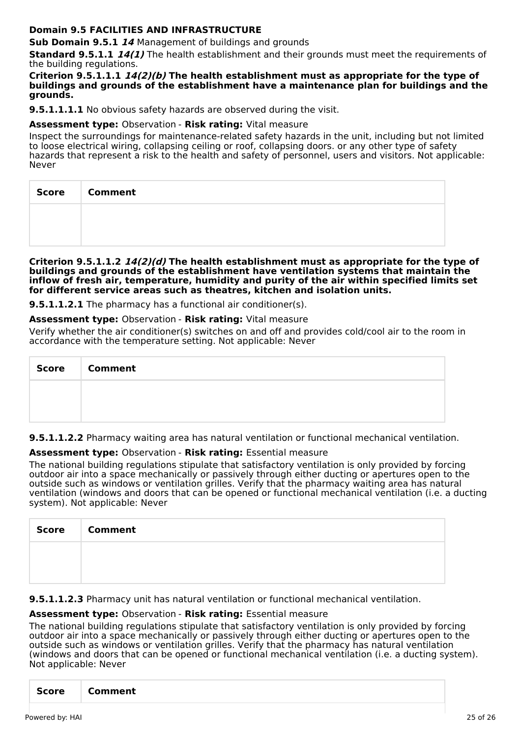**Domain 9.5 FACILITIES AND INFRASTRUCTURE**

**Sub Domain 9.5.1** ***14*** Management of buildings and grounds

**Standard 9.5.1.1** ***14(1)*** The health establishment and their grounds must meet the requirements of the building regulations.

**Criterion 9.5.1.1.1** ***14(2)(b)*** **The health establishment must as appropriate for the type of buildings and grounds of the establishment have a maintenance plan for buildings and the grounds.**

**9.5.1.1.1.1** No obvious safety hazards are observed during the visit.

**Assessment type:** Observation - **Risk rating:** Vital measure

Inspect the surroundings for maintenance-related safety hazards in the unit, including but not limited to loose electrical wiring, collapsing ceiling or roof, collapsing doors. or any other type of safety hazards that represent a risk to the health and safety of personnel, users and visitors. Not applicable: Never

| Score | Comment |
| --- | --- |
| | |

**Criterion 9.5.1.1.2** ***14(2)(d)*** **The health establishment must as appropriate for the type of buildings and grounds of the establishment have ventilation systems that maintain the inflow of fresh air, temperature, humidity and purity of the air within specified limits set for different service areas such as theatres, kitchen and isolation units.**

**9.5.1.1.2.1** The pharmacy has a functional air conditioner(s).

**Assessment type:** Observation - **Risk rating:** Vital measure

Verify whether the air conditioner(s) switches on and off and provides cold/cool air to the room in accordance with the temperature setting. Not applicable: Never

| Score | Comment |
| --- | --- |
| | |

**9.5.1.1.2.2** Pharmacy waiting area has natural ventilation or functional mechanical ventilation.

**Assessment type:** Observation - **Risk rating:** Essential measure

The national building regulations stipulate that satisfactory ventilation is only provided by forcing outdoor air into a space mechanically or passively through either ducting or apertures open to the outside such as windows or ventilation grilles. Verify that the pharmacy waiting area has natural ventilation (windows and doors that can be opened or functional mechanical ventilation (i.e. a ducting system). Not applicable: Never

| Score | Comment |
| --- | --- |
| | |

**9.5.1.1.2.3** Pharmacy unit has natural ventilation or functional mechanical ventilation.

**Assessment type:** Observation - **Risk rating:** Essential measure

The national building regulations stipulate that satisfactory ventilation is only provided by forcing outdoor air into a space mechanically or passively through either ducting or apertures open to the outside such as windows or ventilation grilles. Verify that the pharmacy has natural ventilation (windows and doors that can be opened or functional mechanical ventilation (i.e. a ducting system). Not applicable: Never

| Score | Comment |
| --- | --- |